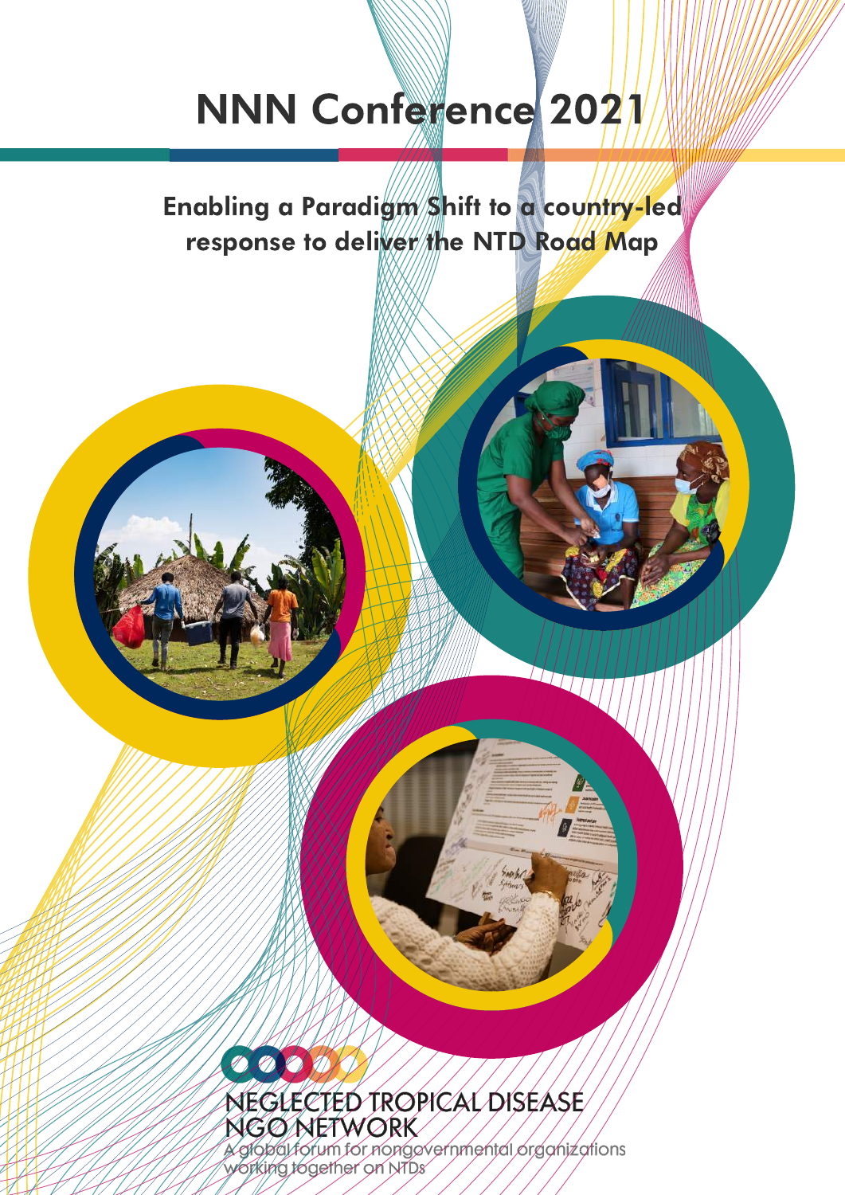# NNN Conference 2021

## Enabling a Paradigm Shift to a country-led response to deliver the NTD Road Map

NEGLECTED TROPICAL DISEASE NGO NETWORK

A global forum for nongovernmental organizations working together on NTDs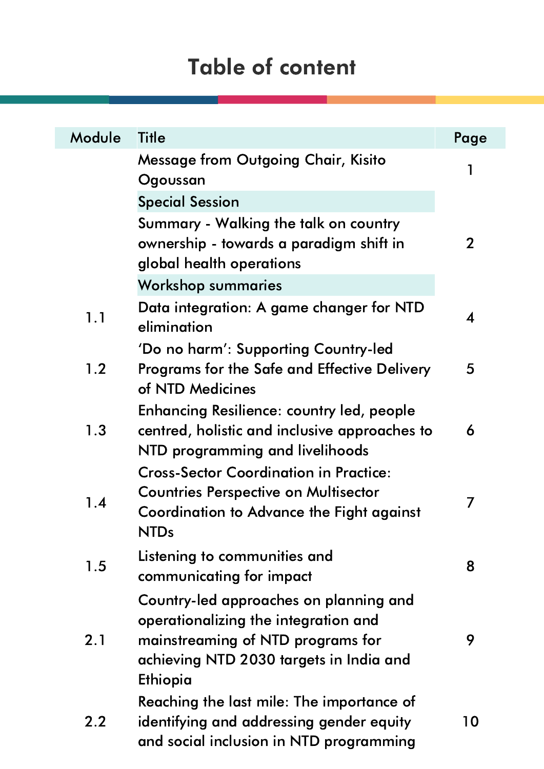# Table of content

| Module | Title | Page |
|---|---|---|
| | Message from Outgoing Chair, Kisito Ogoussan | 1 |
| | **Special Session** | |
| | Summary - Walking the talk on country ownership - towards a paradigm shift in global health operations | 2 |
| | **Workshop summaries** | |
| 1.1 | Data integration: A game changer for NTD elimination | 4 |
| 1.2 | 'Do no harm': Supporting Country-led Programs for the Safe and Effective Delivery of NTD Medicines | 5 |
| 1.3 | Enhancing Resilience: country led, people centred, holistic and inclusive approaches to NTD programming and livelihoods | 6 |
| 1.4 | Cross-Sector Coordination in Practice: Countries Perspective on Multisector Coordination to Advance the Fight against NTDs | 7 |
| 1.5 | Listening to communities and communicating for impact | 8 |
| 2.1 | Country-led approaches on planning and operationalizing the integration and mainstreaming of NTD programs for achieving NTD 2030 targets in India and Ethiopia | 9 |
| 2.2 | Reaching the last mile: The importance of identifying and addressing gender equity and social inclusion in NTD programming | 10 |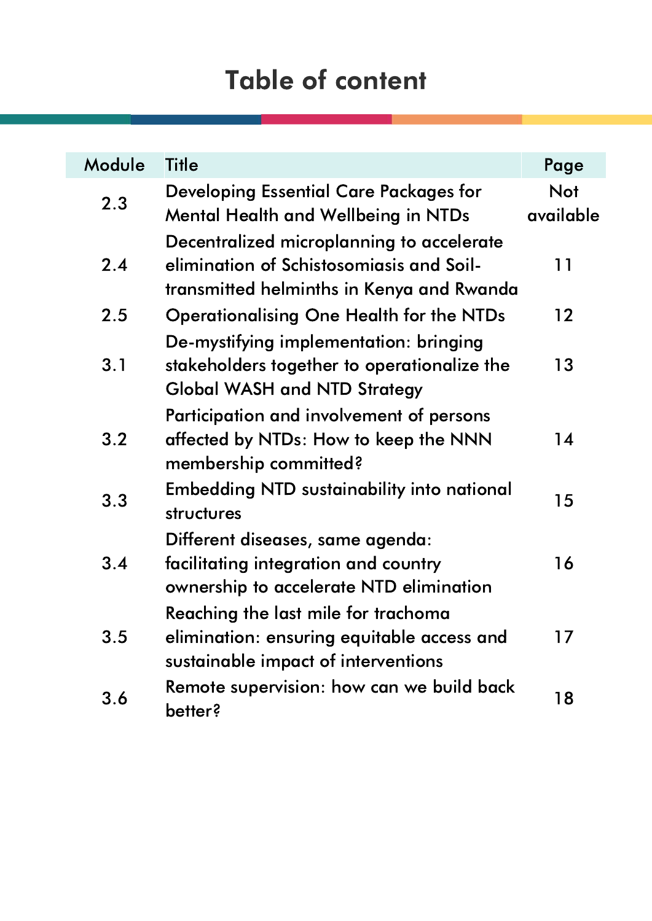# Table of content

| Module | Title | Page |
|---|---|---|
| 2.3 | Developing Essential Care Packages for Mental Health and Wellbeing in NTDs | Not available |
| 2.4 | Decentralized microplanning to accelerate elimination of Schistosomiasis and Soil-transmitted helminths in Kenya and Rwanda | 11 |
| 2.5 | Operationalising One Health for the NTDs | 12 |
| 3.1 | De-mystifying implementation: bringing stakeholders together to operationalize the Global WASH and NTD Strategy | 13 |
| 3.2 | Participation and involvement of persons affected by NTDs: How to keep the NNN membership committed? | 14 |
| 3.3 | Embedding NTD sustainability into national structures | 15 |
| 3.4 | Different diseases, same agenda: facilitating integration and country ownership to accelerate NTD elimination | 16 |
| 3.5 | Reaching the last mile for trachoma elimination: ensuring equitable access and sustainable impact of interventions | 17 |
| 3.6 | Remote supervision: how can we build back better? | 18 |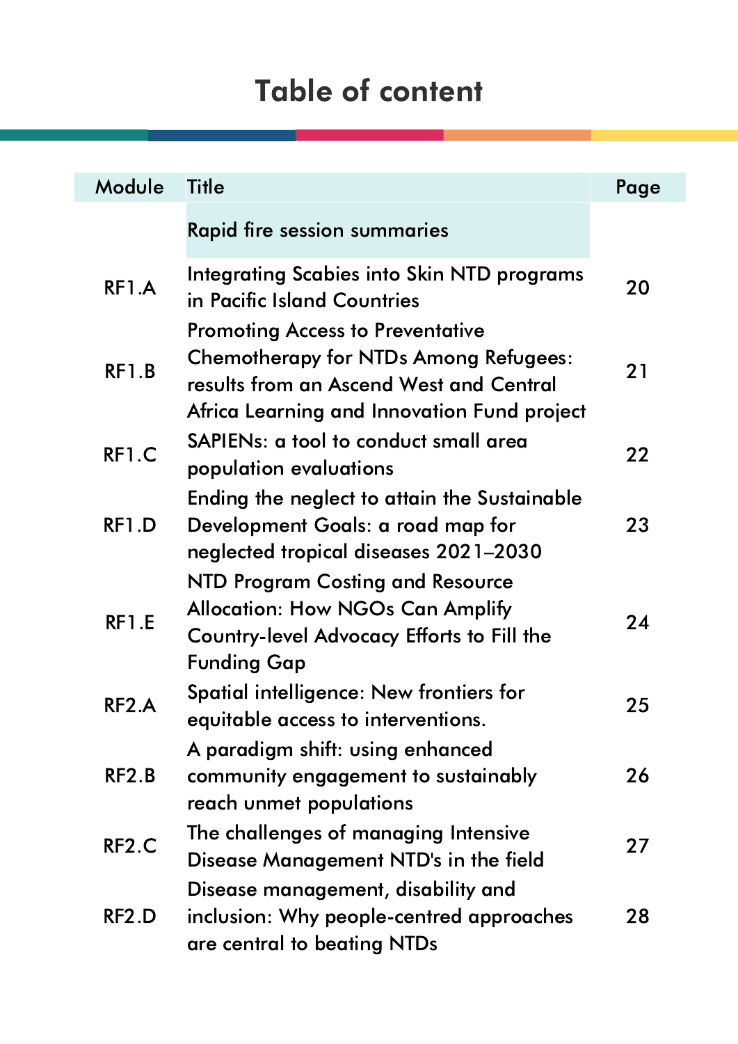# Table of content

| Module | Title | Page |
|---|---|---|
| | Rapid fire session summaries | |
| RF1.A | Integrating Scabies into Skin NTD programs in Pacific Island Countries | 20 |
| RF1.B | Promoting Access to Preventative Chemotherapy for NTDs Among Refugees: results from an Ascend West and Central Africa Learning and Innovation Fund project | 21 |
| RF1.C | SAPIENs: a tool to conduct small area population evaluations | 22 |
| RF1.D | Ending the neglect to attain the Sustainable Development Goals: a road map for neglected tropical diseases 2021–2030 | 23 |
| RF1.E | NTD Program Costing and Resource Allocation: How NGOs Can Amplify Country-level Advocacy Efforts to Fill the Funding Gap | 24 |
| RF2.A | Spatial intelligence: New frontiers for equitable access to interventions. | 25 |
| RF2.B | A paradigm shift: using enhanced community engagement to sustainably reach unmet populations | 26 |
| RF2.C | The challenges of managing Intensive Disease Management NTD's in the field | 27 |
| RF2.D | Disease management, disability and inclusion: Why people-centred approaches are central to beating NTDs | 28 |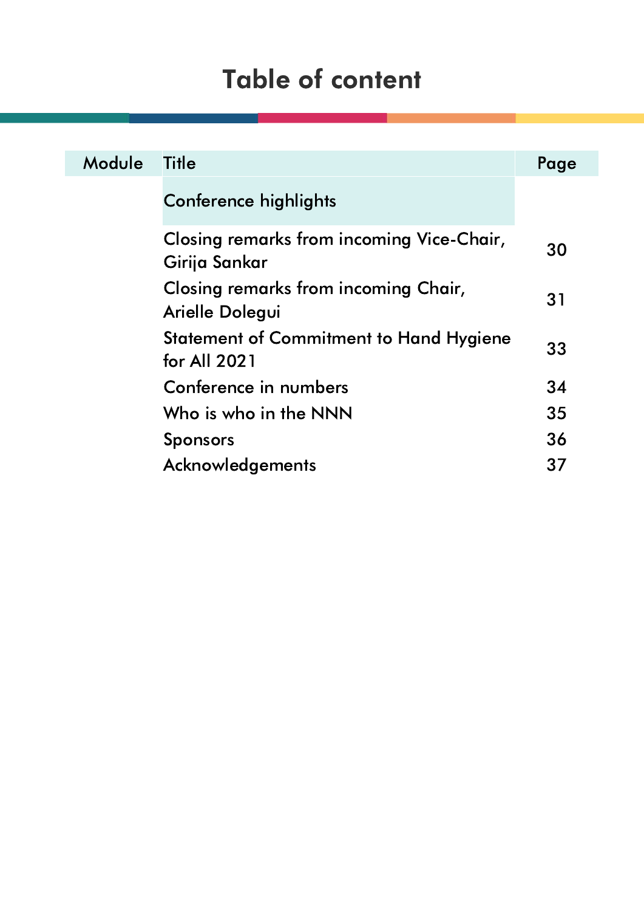# Table of content

| Module | Title | Page |
|---|---|---|
| | Conference highlights | |
| | Closing remarks from incoming Vice-Chair, Girija Sankar | 30 |
| | Closing remarks from incoming Chair, Arielle Dolegui | 31 |
| | Statement of Commitment to Hand Hygiene for All 2021 | 33 |
| | Conference in numbers | 34 |
| | Who is who in the NNN | 35 |
| | Sponsors | 36 |
| | Acknowledgements | 37 |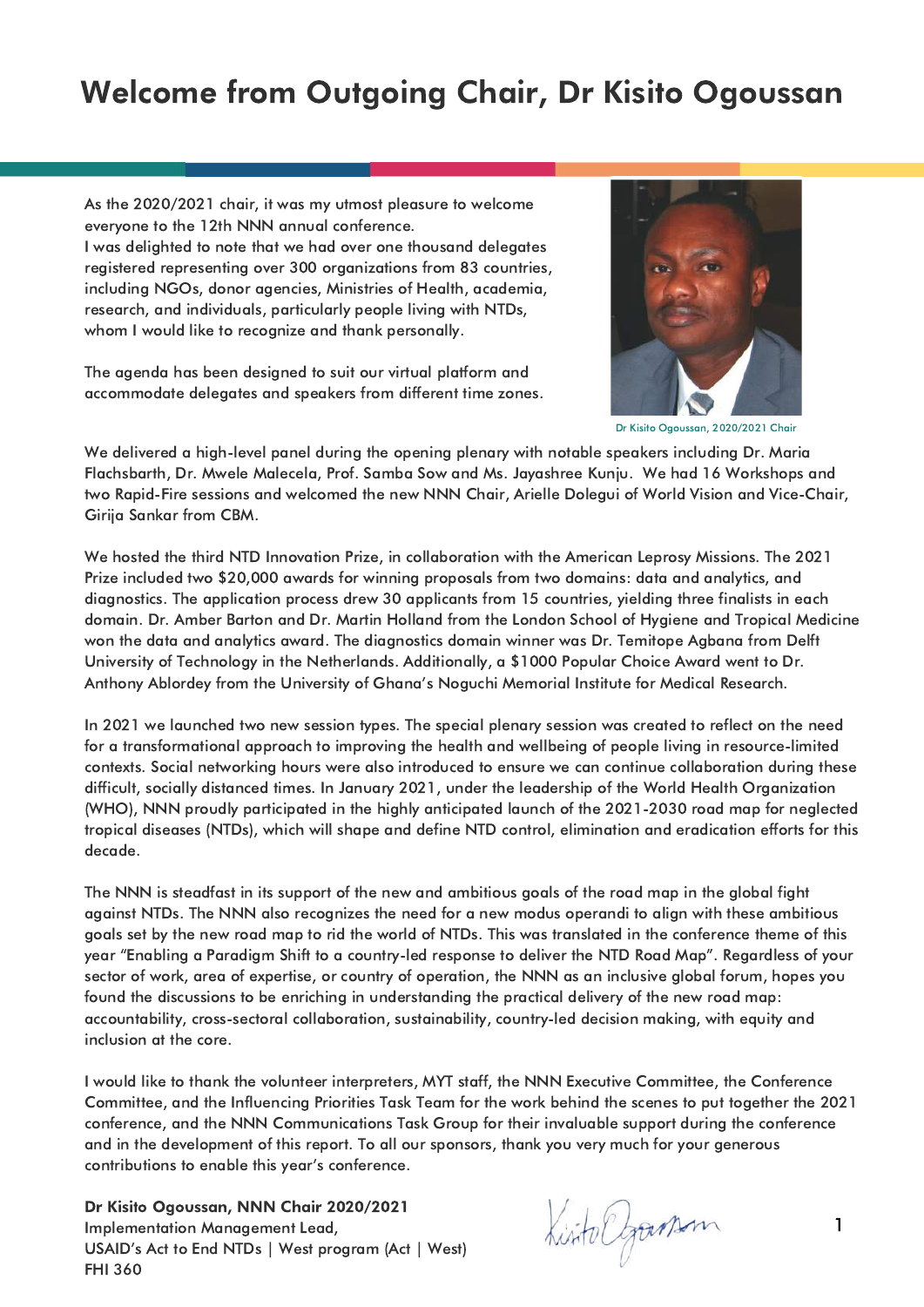# Welcome from Outgoing Chair, Dr Kisito Ogoussan

As the 2020/2021 chair, it was my utmost pleasure to welcome everyone to the 12th NNN annual conference.
I was delighted to note that we had over one thousand delegates registered representing over 300 organizations from 83 countries, including NGOs, donor agencies, Ministries of Health, academia, research, and individuals, particularly people living with NTDs, whom I would like to recognize and thank personally.

The agenda has been designed to suit our virtual platform and accommodate delegates and speakers from different time zones.

Dr Kisito Ogoussan, 2020/2021 Chair

We delivered a high-level panel during the opening plenary with notable speakers including Dr. Maria Flachsbarth, Dr. Mwele Malecela, Prof. Samba Sow and Ms. Jayashree Kunju. We had 16 Workshops and two Rapid-Fire sessions and welcomed the new NNN Chair, Arielle Dolegui of World Vision and Vice-Chair, Girija Sankar from CBM.

We hosted the third NTD Innovation Prize, in collaboration with the American Leprosy Missions. The 2021 Prize included two $20,000 awards for winning proposals from two domains: data and analytics, and diagnostics. The application process drew 30 applicants from 15 countries, yielding three finalists in each domain. Dr. Amber Barton and Dr. Martin Holland from the London School of Hygiene and Tropical Medicine won the data and analytics award. The diagnostics domain winner was Dr. Temitope Agbana from Delft University of Technology in the Netherlands. Additionally, a $1000 Popular Choice Award went to Dr. Anthony Ablordey from the University of Ghana's Noguchi Memorial Institute for Medical Research.

In 2021 we launched two new session types. The special plenary session was created to reflect on the need for a transformational approach to improving the health and wellbeing of people living in resource-limited contexts. Social networking hours were also introduced to ensure we can continue collaboration during these difficult, socially distanced times. In January 2021, under the leadership of the World Health Organization (WHO), NNN proudly participated in the highly anticipated launch of the 2021-2030 road map for neglected tropical diseases (NTDs), which will shape and define NTD control, elimination and eradication efforts for this decade.

The NNN is steadfast in its support of the new and ambitious goals of the road map in the global fight against NTDs. The NNN also recognizes the need for a new modus operandi to align with these ambitious goals set by the new road map to rid the world of NTDs. This was translated in the conference theme of this year "Enabling a Paradigm Shift to a country-led response to deliver the NTD Road Map". Regardless of your sector of work, area of expertise, or country of operation, the NNN as an inclusive global forum, hopes you found the discussions to be enriching in understanding the practical delivery of the new road map: accountability, cross-sectoral collaboration, sustainability, country-led decision making, with equity and inclusion at the core.

I would like to thank the volunteer interpreters, MYT staff, the NNN Executive Committee, the Conference Committee, and the Influencing Priorities Task Team for the work behind the scenes to put together the 2021 conference, and the NNN Communications Task Group for their invaluable support during the conference and in the development of this report. To all our sponsors, thank you very much for your generous contributions to enable this year's conference.

**Dr Kisito Ogoussan, NNN Chair 2020/2021**
Implementation Management Lead,
USAID's Act to End NTDs | West program (Act | West)
FHI 360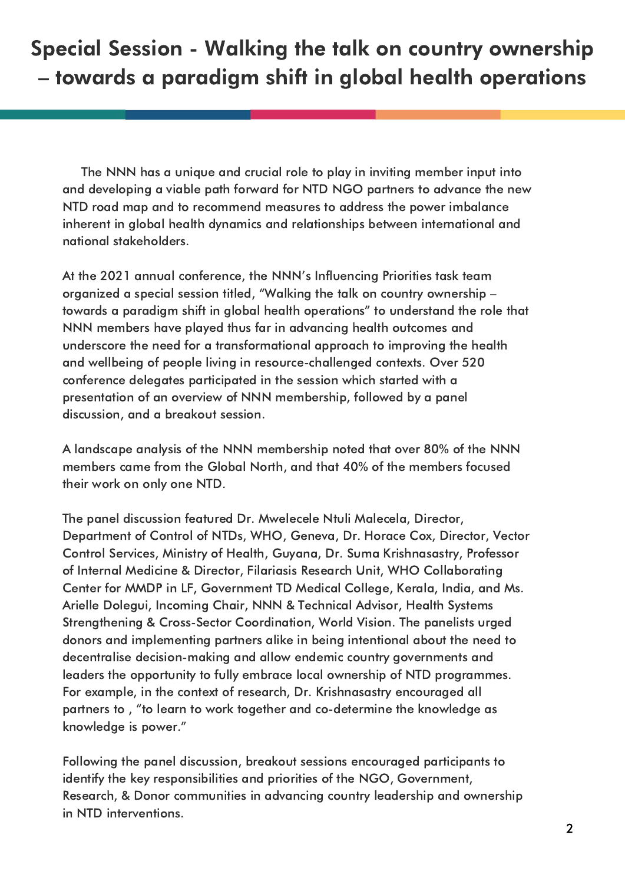# Special Session - Walking the talk on country ownership – towards a paradigm shift in global health operations

The NNN has a unique and crucial role to play in inviting member input into and developing a viable path forward for NTD NGO partners to advance the new NTD road map and to recommend measures to address the power imbalance inherent in global health dynamics and relationships between international and national stakeholders.

At the 2021 annual conference, the NNN's Influencing Priorities task team organized a special session titled, "Walking the talk on country ownership – towards a paradigm shift in global health operations" to understand the role that NNN members have played thus far in advancing health outcomes and underscore the need for a transformational approach to improving the health and wellbeing of people living in resource-challenged contexts. Over 520 conference delegates participated in the session which started with a presentation of an overview of NNN membership, followed by a panel discussion, and a breakout session.

A landscape analysis of the NNN membership noted that over 80% of the NNN members came from the Global North, and that 40% of the members focused their work on only one NTD.

The panel discussion featured Dr. Mwelecele Ntuli Malecela, Director, Department of Control of NTDs, WHO, Geneva, Dr. Horace Cox, Director, Vector Control Services, Ministry of Health, Guyana, Dr. Suma Krishnasastry, Professor of Internal Medicine & Director, Filariasis Research Unit, WHO Collaborating Center for MMDP in LF, Government TD Medical College, Kerala, India, and Ms. Arielle Dolegui, Incoming Chair, NNN & Technical Advisor, Health Systems Strengthening & Cross-Sector Coordination, World Vision. The panelists urged donors and implementing partners alike in being intentional about the need to decentralise decision-making and allow endemic country governments and leaders the opportunity to fully embrace local ownership of NTD programmes. For example, in the context of research, Dr. Krishnasastry encouraged all partners to , "to learn to work together and co-determine the knowledge as knowledge is power."

Following the panel discussion, breakout sessions encouraged participants to identify the key responsibilities and priorities of the NGO, Government, Research, & Donor communities in advancing country leadership and ownership in NTD interventions.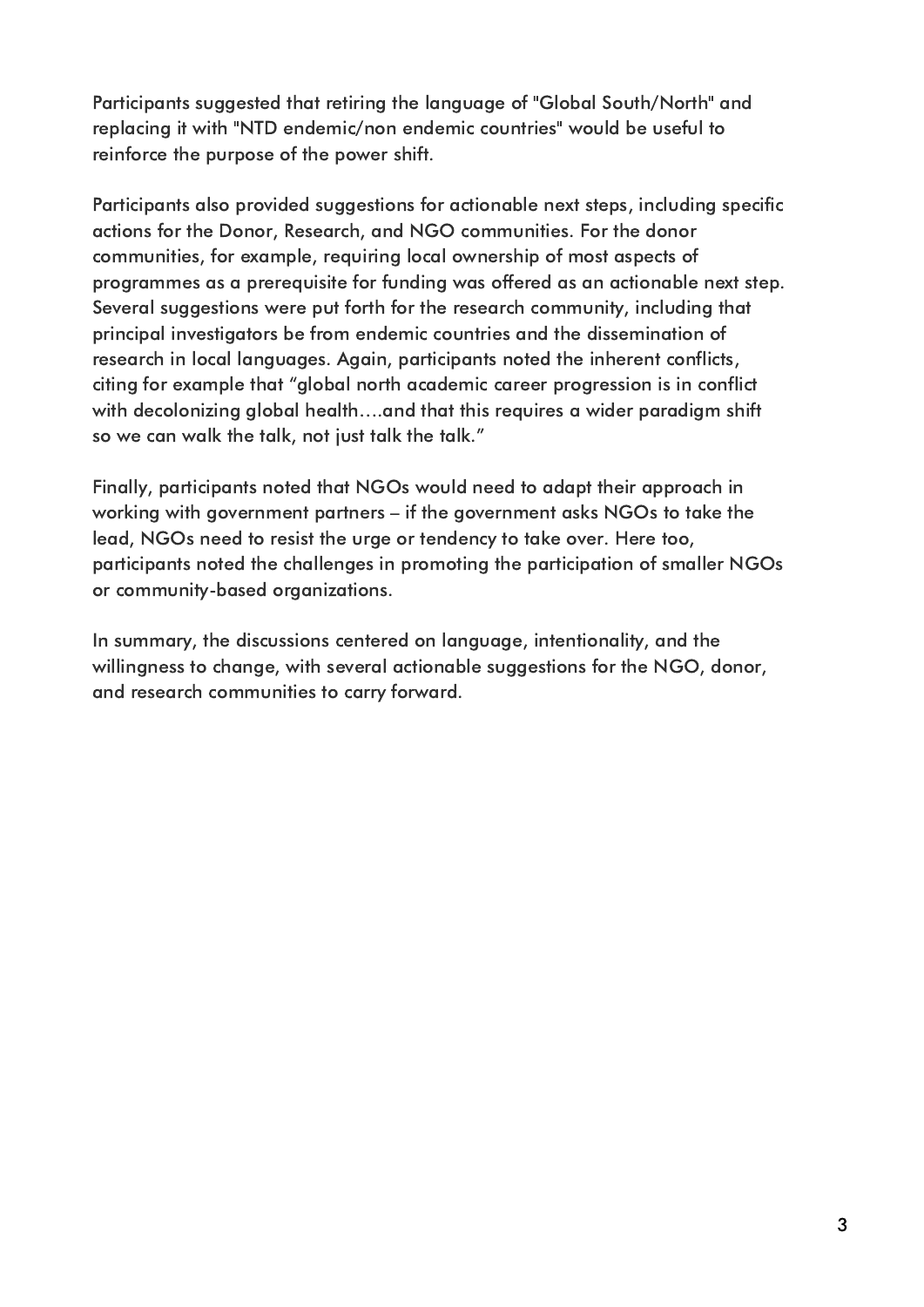Participants suggested that retiring the language of "Global South/North" and replacing it with "NTD endemic/non endemic countries" would be useful to reinforce the purpose of the power shift.

Participants also provided suggestions for actionable next steps, including specific actions for the Donor, Research, and NGO communities. For the donor communities, for example, requiring local ownership of most aspects of programmes as a prerequisite for funding was offered as an actionable next step. Several suggestions were put forth for the research community, including that principal investigators be from endemic countries and the dissemination of research in local languages. Again, participants noted the inherent conflicts, citing for example that "global north academic career progression is in conflict with decolonizing global health….and that this requires a wider paradigm shift so we can walk the talk, not just talk the talk."

Finally, participants noted that NGOs would need to adapt their approach in working with government partners – if the government asks NGOs to take the lead, NGOs need to resist the urge or tendency to take over. Here too, participants noted the challenges in promoting the participation of smaller NGOs or community-based organizations.

In summary, the discussions centered on language, intentionality, and the willingness to change, with several actionable suggestions for the NGO, donor, and research communities to carry forward.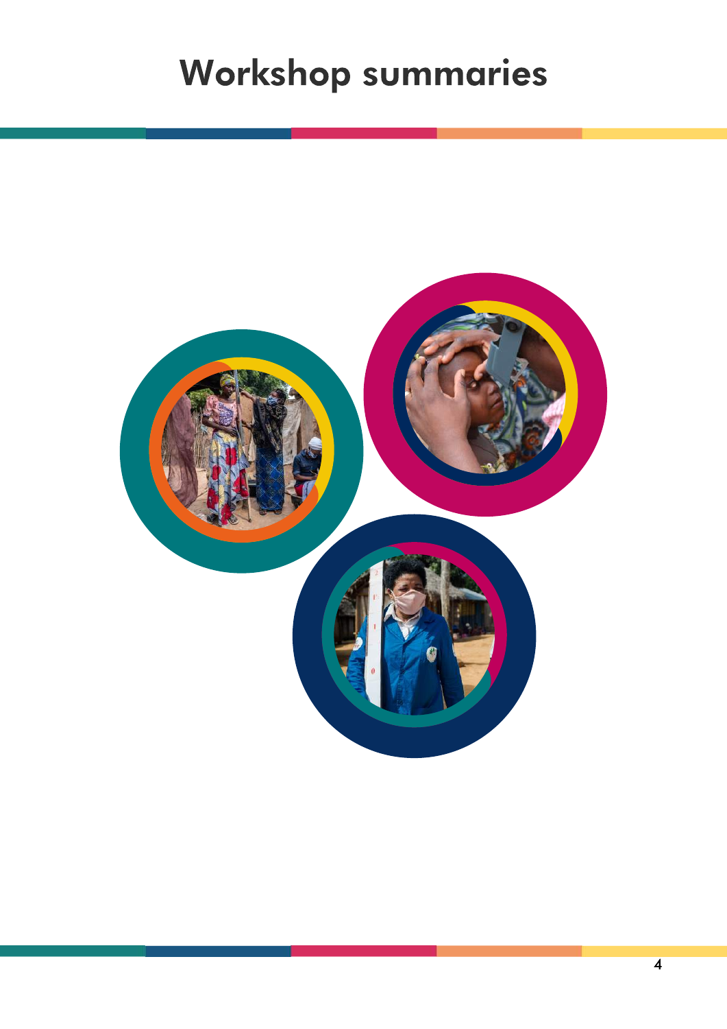# Workshop summaries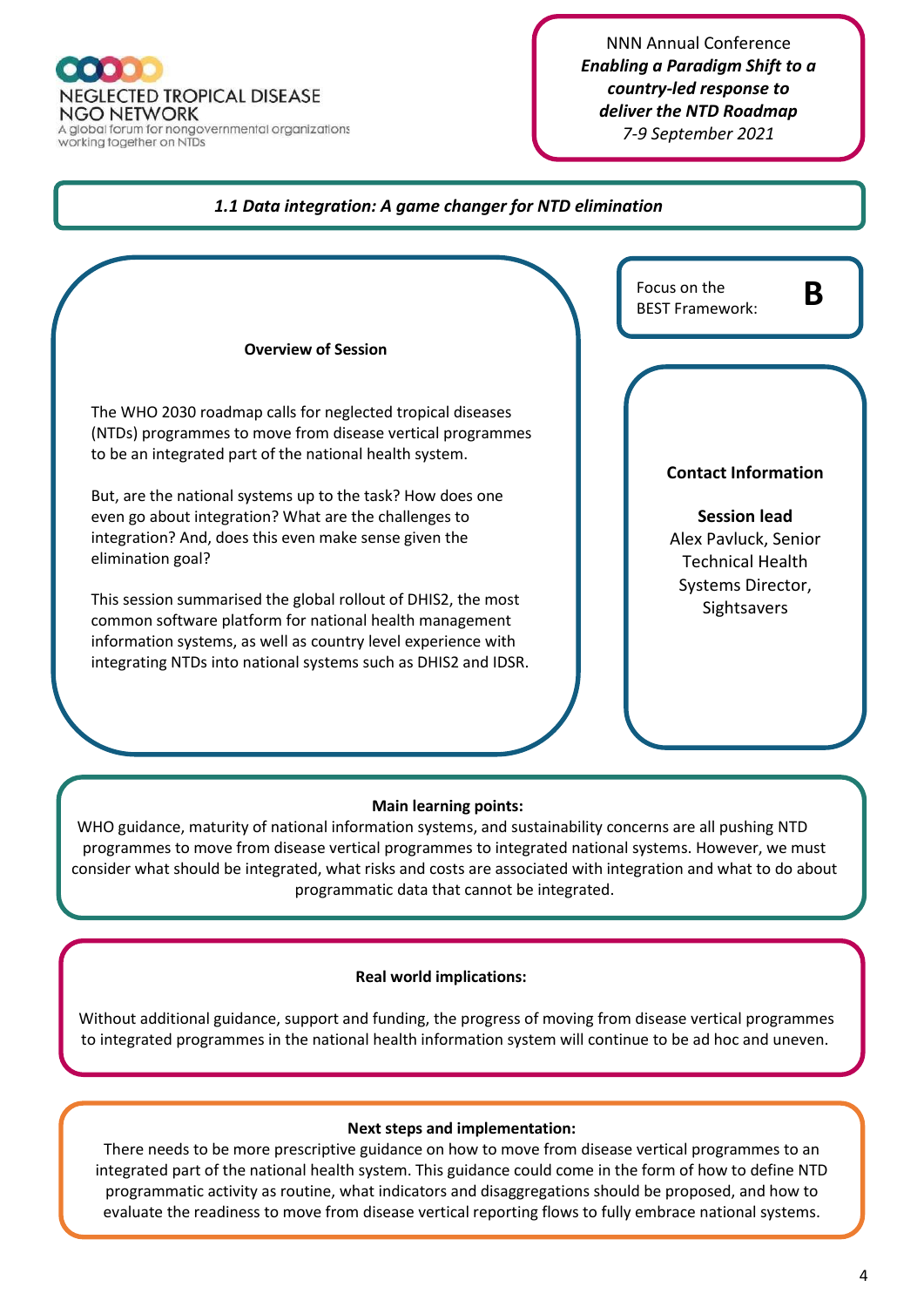NEGLECTED TROPICAL DISEASE NGO NETWORK
A global forum for nongovernmental organizations working together on NTDs

NNN Annual Conference
***Enabling a Paradigm Shift to a country-led response to deliver the NTD Roadmap***
*7-9 September 2021*

## *1.1 Data integration: A game changer for NTD elimination*

Focus on the BEST Framework: **B**

**Overview of Session**

The WHO 2030 roadmap calls for neglected tropical diseases (NTDs) programmes to move from disease vertical programmes to be an integrated part of the national health system.

But, are the national systems up to the task? How does one even go about integration? What are the challenges to integration? And, does this even make sense given the elimination goal?

This session summarised the global rollout of DHIS2, the most common software platform for national health management information systems, as well as country level experience with integrating NTDs into national systems such as DHIS2 and IDSR.

**Contact Information**

**Session lead**
Alex Pavluck, Senior Technical Health Systems Director, Sightsavers

**Main learning points:**

WHO guidance, maturity of national information systems, and sustainability concerns are all pushing NTD programmes to move from disease vertical programmes to integrated national systems. However, we must consider what should be integrated, what risks and costs are associated with integration and what to do about programmatic data that cannot be integrated.

**Real world implications:**

Without additional guidance, support and funding, the progress of moving from disease vertical programmes to integrated programmes in the national health information system will continue to be ad hoc and uneven.

**Next steps and implementation:**

There needs to be more prescriptive guidance on how to move from disease vertical programmes to an integrated part of the national health system. This guidance could come in the form of how to define NTD programmatic activity as routine, what indicators and disaggregations should be proposed, and how to evaluate the readiness to move from disease vertical reporting flows to fully embrace national systems.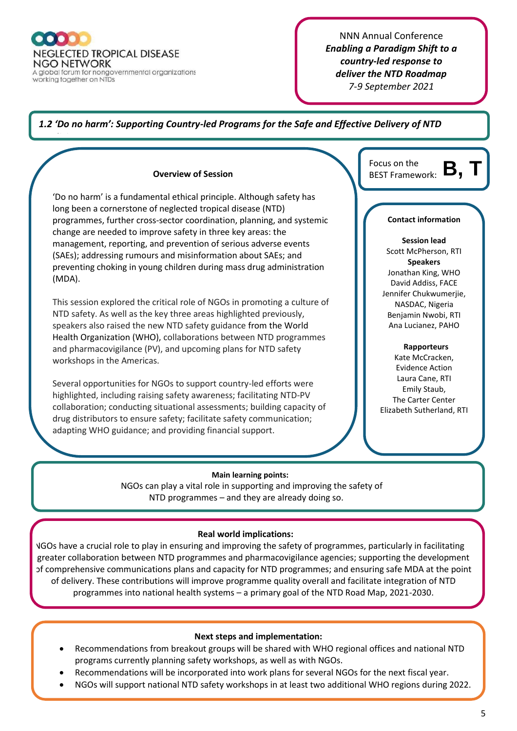NEGLECTED TROPICAL DISEASE NGO NETWORK
A global forum for nongovernmental organizations working together on NTDs

NNN Annual Conference
***Enabling a Paradigm Shift to a country-led response to deliver the NTD Roadmap***
*7-9 September 2021*

## *1.2 'Do no harm': Supporting Country-led Programs for the Safe and Effective Delivery of NTD*

Focus on the BEST Framework: **B, T**

### Overview of Session

'Do no harm' is a fundamental ethical principle. Although safety has long been a cornerstone of neglected tropical disease (NTD) programmes, further cross-sector coordination, planning, and systemic change are needed to improve safety in three key areas: the management, reporting, and prevention of serious adverse events (SAEs); addressing rumours and misinformation about SAEs; and preventing choking in young children during mass drug administration (MDA).

This session explored the critical role of NGOs in promoting a culture of NTD safety. As well as the key three areas highlighted previously, speakers also raised the new NTD safety guidance from the World Health Organization (WHO), collaborations between NTD programmes and pharmacovigilance (PV), and upcoming plans for NTD safety workshops in the Americas.

Several opportunities for NGOs to support country-led efforts were highlighted, including raising safety awareness; facilitating NTD-PV collaboration; conducting situational assessments; building capacity of drug distributors to ensure safety; facilitate safety communication; adapting WHO guidance; and providing financial support.

### Contact information

**Session lead**
Scott McPherson, RTI

**Speakers**
Jonathan King, WHO
David Addiss, FACE
Jennifer Chukwumerjie, NASDAC, Nigeria
Benjamin Nwobi, RTI
Ana Lucianez, PAHO

**Rapporteurs**
Kate McCracken, Evidence Action
Laura Cane, RTI
Emily Staub, The Carter Center
Elizabeth Sutherland, RTI

### Main learning points:

NGOs can play a vital role in supporting and improving the safety of NTD programmes – and they are already doing so.

### Real world implications:

NGOs have a crucial role to play in ensuring and improving the safety of programmes, particularly in facilitating greater collaboration between NTD programmes and pharmacovigilance agencies; supporting the development of comprehensive communications plans and capacity for NTD programmes; and ensuring safe MDA at the point of delivery. These contributions will improve programme quality overall and facilitate integration of NTD programmes into national health systems – a primary goal of the NTD Road Map, 2021-2030.

### Next steps and implementation:

- Recommendations from breakout groups will be shared with WHO regional offices and national NTD programs currently planning safety workshops, as well as with NGOs.
- Recommendations will be incorporated into work plans for several NGOs for the next fiscal year.
- NGOs will support national NTD safety workshops in at least two additional WHO regions during 2022.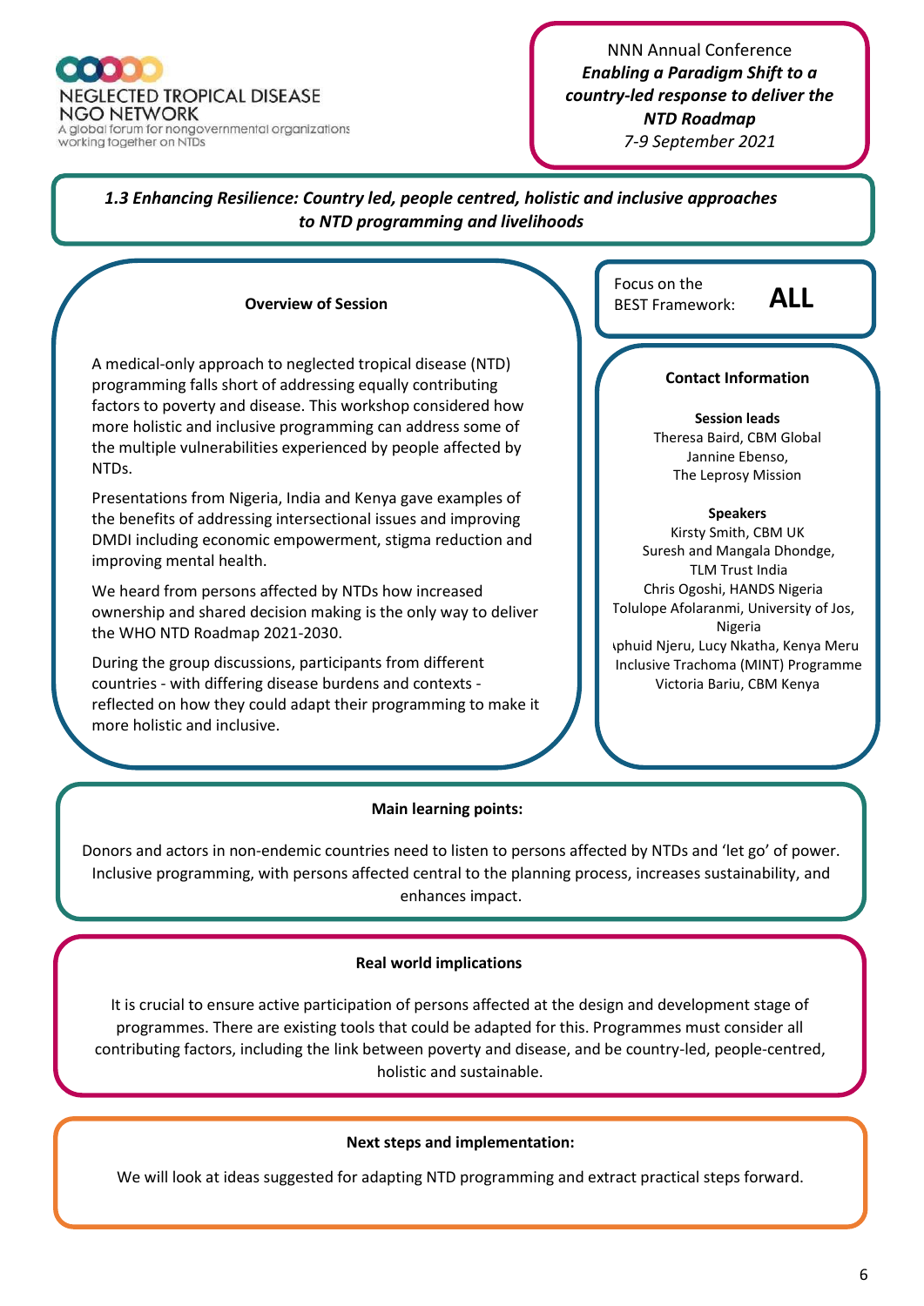NEGLECTED TROPICAL DISEASE NGO NETWORK
A global forum for nongovernmental organizations working together on NTDs

NNN Annual Conference
***Enabling a Paradigm Shift to a country-led response to deliver the NTD Roadmap***
*7-9 September 2021*

## *1.3 Enhancing Resilience: Country led, people centred, holistic and inclusive approaches to NTD programming and livelihoods*

### Overview of Session

A medical-only approach to neglected tropical disease (NTD) programming falls short of addressing equally contributing factors to poverty and disease. This workshop considered how more holistic and inclusive programming can address some of the multiple vulnerabilities experienced by people affected by NTDs.

Presentations from Nigeria, India and Kenya gave examples of the benefits of addressing intersectional issues and improving DMDI including economic empowerment, stigma reduction and improving mental health.

We heard from persons affected by NTDs how increased ownership and shared decision making is the only way to deliver the WHO NTD Roadmap 2021-2030.

During the group discussions, participants from different countries - with differing disease burdens and contexts - reflected on how they could adapt their programming to make it more holistic and inclusive.

Focus on the BEST Framework: **ALL**

### Contact Information

**Session leads**
Theresa Baird, CBM Global
Jannine Ebenso,
The Leprosy Mission

**Speakers**
Kirsty Smith, CBM UK
Suresh and Mangala Dhondge,
TLM Trust India
Chris Ogoshi, HANDS Nigeria
Tolulope Afolaranmi, University of Jos, Nigeria
ɩphuid Njeru, Lucy Nkatha, Kenya Meru Inclusive Trachoma (MINT) Programme
Victoria Bariu, CBM Kenya

### Main learning points:

Donors and actors in non-endemic countries need to listen to persons affected by NTDs and 'let go' of power. Inclusive programming, with persons affected central to the planning process, increases sustainability, and enhances impact.

### Real world implications

It is crucial to ensure active participation of persons affected at the design and development stage of programmes. There are existing tools that could be adapted for this. Programmes must consider all contributing factors, including the link between poverty and disease, and be country-led, people-centred, holistic and sustainable.

### Next steps and implementation:

We will look at ideas suggested for adapting NTD programming and extract practical steps forward.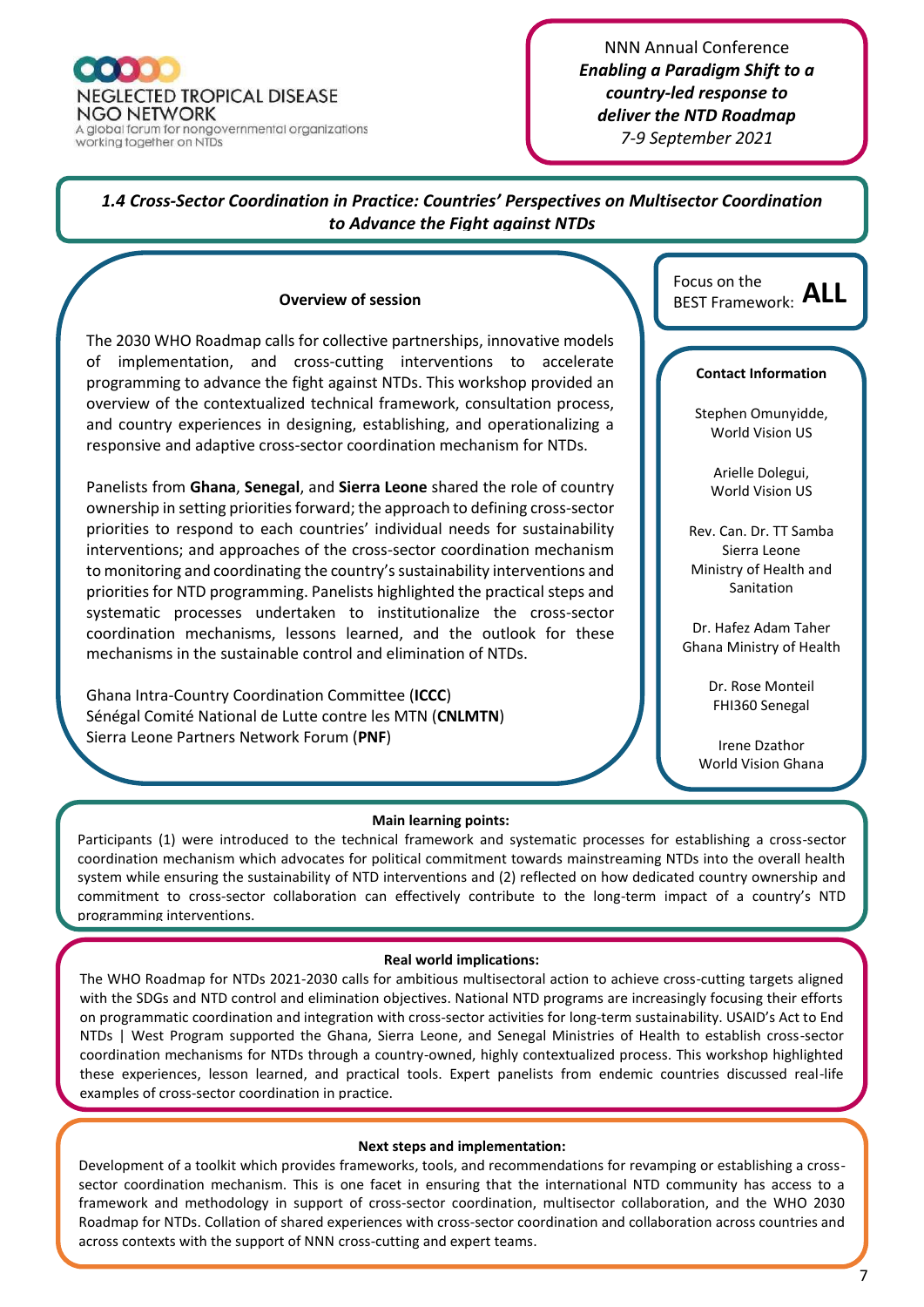NEGLECTED TROPICAL DISEASE NGO NETWORK
A global forum for nongovernmental organizations working together on NTDs

NNN Annual Conference
***Enabling a Paradigm Shift to a country-led response to deliver the NTD Roadmap***
*7-9 September 2021*

## *1.4 Cross-Sector Coordination in Practice: Countries' Perspectives on Multisector Coordination to Advance the Fight against NTDs*

### Overview of session

The 2030 WHO Roadmap calls for collective partnerships, innovative models of implementation, and cross-cutting interventions to accelerate programming to advance the fight against NTDs. This workshop provided an overview of the contextualized technical framework, consultation process, and country experiences in designing, establishing, and operationalizing a responsive and adaptive cross-sector coordination mechanism for NTDs.

Panelists from **Ghana**, **Senegal**, and **Sierra Leone** shared the role of country ownership in setting priorities forward; the approach to defining cross-sector priorities to respond to each countries' individual needs for sustainability interventions; and approaches of the cross-sector coordination mechanism to monitoring and coordinating the country's sustainability interventions and priorities for NTD programming. Panelists highlighted the practical steps and systematic processes undertaken to institutionalize the cross-sector coordination mechanisms, lessons learned, and the outlook for these mechanisms in the sustainable control and elimination of NTDs.

Ghana Intra-Country Coordination Committee (**ICCC**)
Sénégal Comité National de Lutte contre les MTN (**CNLMTN**)
Sierra Leone Partners Network Forum (**PNF**)

Focus on the BEST Framework: **ALL**

### Contact Information

Stephen Omunyidde, World Vision US

Arielle Dolegui, World Vision US

Rev. Can. Dr. TT Samba Sierra Leone Ministry of Health and Sanitation

Dr. Hafez Adam Taher Ghana Ministry of Health

Dr. Rose Monteil FHI360 Senegal

Irene Dzathor World Vision Ghana

### Main learning points:

Participants (1) were introduced to the technical framework and systematic processes for establishing a cross-sector coordination mechanism which advocates for political commitment towards mainstreaming NTDs into the overall health system while ensuring the sustainability of NTD interventions and (2) reflected on how dedicated country ownership and commitment to cross-sector collaboration can effectively contribute to the long-term impact of a country's NTD programming interventions.

### Real world implications:

The WHO Roadmap for NTDs 2021-2030 calls for ambitious multisectoral action to achieve cross-cutting targets aligned with the SDGs and NTD control and elimination objectives. National NTD programs are increasingly focusing their efforts on programmatic coordination and integration with cross-sector activities for long-term sustainability. USAID's Act to End NTDs | West Program supported the Ghana, Sierra Leone, and Senegal Ministries of Health to establish cross-sector coordination mechanisms for NTDs through a country-owned, highly contextualized process. This workshop highlighted these experiences, lesson learned, and practical tools. Expert panelists from endemic countries discussed real-life examples of cross-sector coordination in practice.

### Next steps and implementation:

Development of a toolkit which provides frameworks, tools, and recommendations for revamping or establishing a cross-sector coordination mechanism. This is one facet in ensuring that the international NTD community has access to a framework and methodology in support of cross-sector coordination, multisector collaboration, and the WHO 2030 Roadmap for NTDs. Collation of shared experiences with cross-sector coordination and collaboration across countries and across contexts with the support of NNN cross-cutting and expert teams.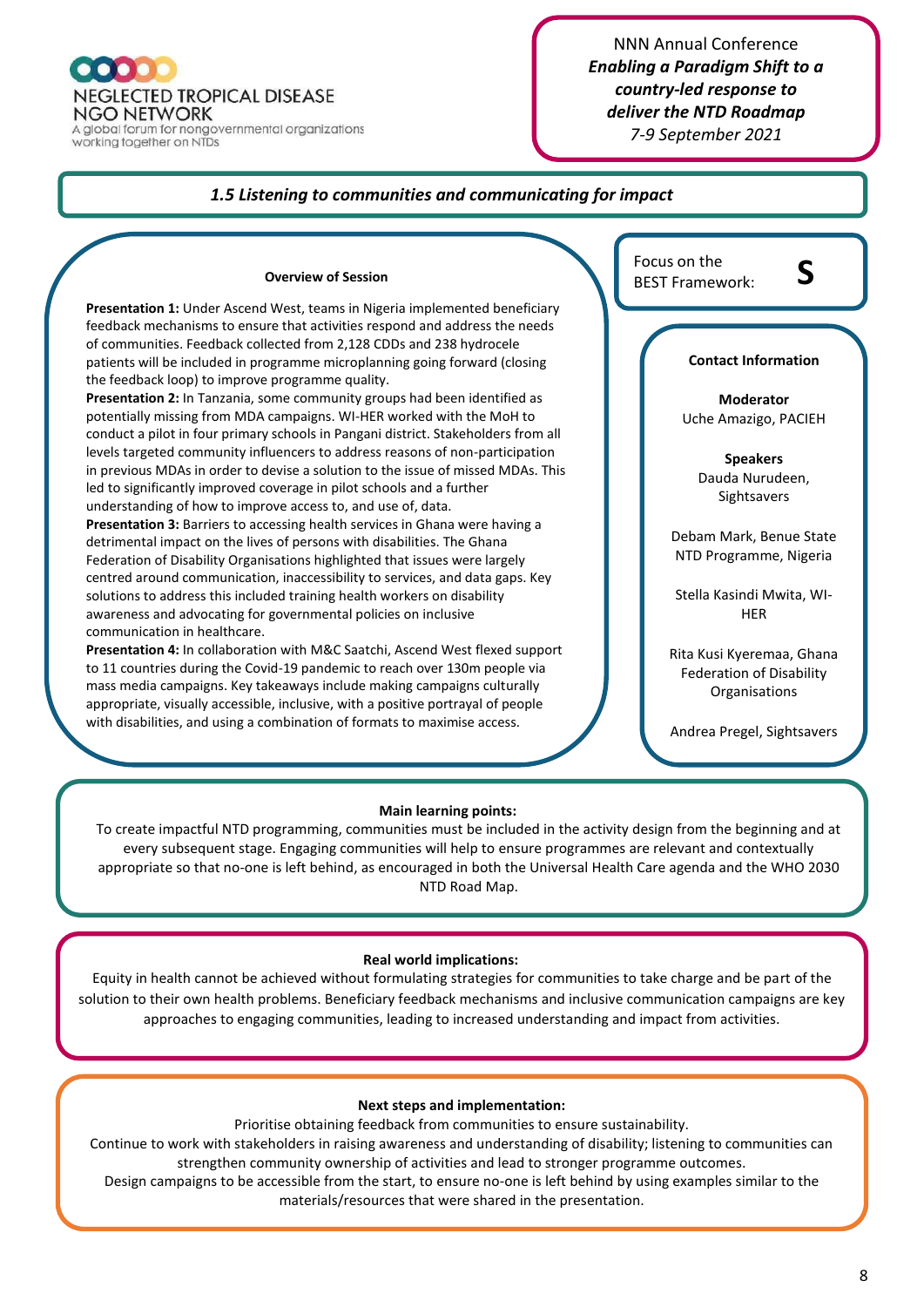NEGLECTED TROPICAL DISEASE NGO NETWORK
A global forum for nongovernmental organizations working together on NTDs

NNN Annual Conference
***Enabling a Paradigm Shift to a country-led response to deliver the NTD Roadmap***
*7-9 September 2021*

## *1.5 Listening to communities and communicating for impact*

### Overview of Session

**Presentation 1:** Under Ascend West, teams in Nigeria implemented beneficiary feedback mechanisms to ensure that activities respond and address the needs of communities. Feedback collected from 2,128 CDDs and 238 hydrocele patients will be included in programme microplanning going forward (closing the feedback loop) to improve programme quality.

**Presentation 2:** In Tanzania, some community groups had been identified as potentially missing from MDA campaigns. WI-HER worked with the MoH to conduct a pilot in four primary schools in Pangani district. Stakeholders from all levels targeted community influencers to address reasons of non-participation in previous MDAs in order to devise a solution to the issue of missed MDAs. This led to significantly improved coverage in pilot schools and a further understanding of how to improve access to, and use of, data.

**Presentation 3:** Barriers to accessing health services in Ghana were having a detrimental impact on the lives of persons with disabilities. The Ghana Federation of Disability Organisations highlighted that issues were largely centred around communication, inaccessibility to services, and data gaps. Key solutions to address this included training health workers on disability awareness and advocating for governmental policies on inclusive communication in healthcare.

**Presentation 4:** In collaboration with M&C Saatchi, Ascend West flexed support to 11 countries during the Covid-19 pandemic to reach over 130m people via mass media campaigns. Key takeaways include making campaigns culturally appropriate, visually accessible, inclusive, with a positive portrayal of people with disabilities, and using a combination of formats to maximise access.

Focus on the BEST Framework: **S**

### Contact Information

**Moderator**
Uche Amazigo, PACIEH

**Speakers**
Dauda Nurudeen, Sightsavers

Debam Mark, Benue State NTD Programme, Nigeria

Stella Kasindi Mwita, WI-HER

Rita Kusi Kyeremaa, Ghana Federation of Disability Organisations

Andrea Pregel, Sightsavers

### Main learning points:

To create impactful NTD programming, communities must be included in the activity design from the beginning and at every subsequent stage. Engaging communities will help to ensure programmes are relevant and contextually appropriate so that no-one is left behind, as encouraged in both the Universal Health Care agenda and the WHO 2030 NTD Road Map.

### Real world implications:

Equity in health cannot be achieved without formulating strategies for communities to take charge and be part of the solution to their own health problems. Beneficiary feedback mechanisms and inclusive communication campaigns are key approaches to engaging communities, leading to increased understanding and impact from activities.

### Next steps and implementation:

Prioritise obtaining feedback from communities to ensure sustainability.

Continue to work with stakeholders in raising awareness and understanding of disability; listening to communities can strengthen community ownership of activities and lead to stronger programme outcomes.

Design campaigns to be accessible from the start, to ensure no-one is left behind by using examples similar to the materials/resources that were shared in the presentation.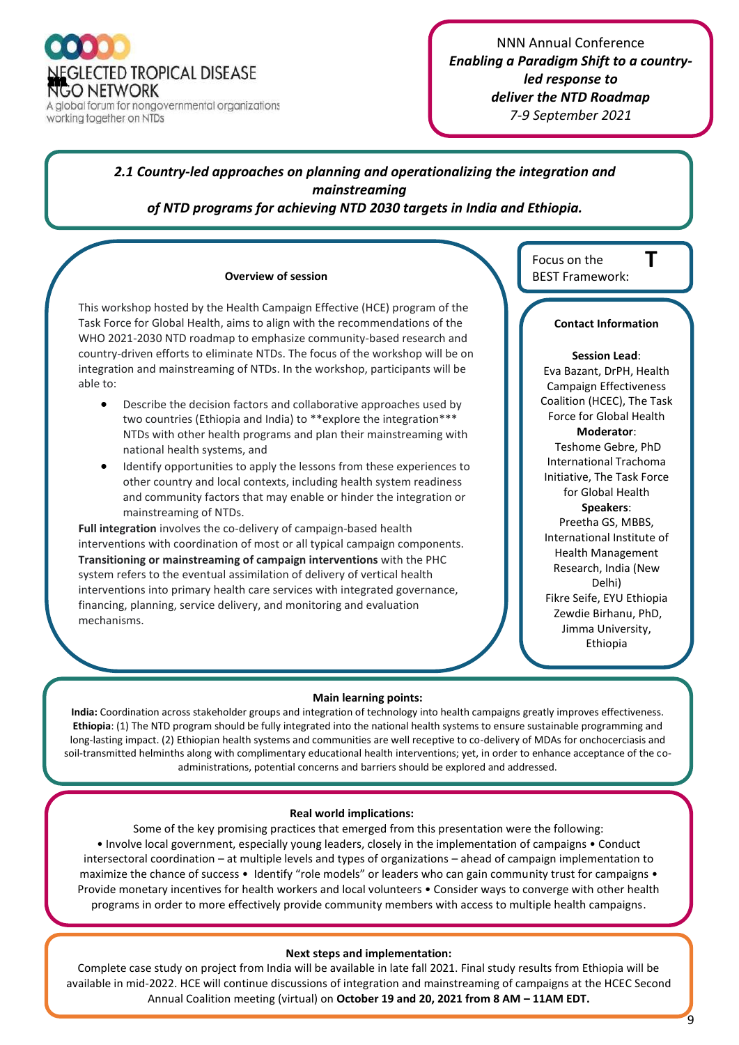NEGLECTED TROPICAL DISEASE NGO NETWORK

A global forum for nongovernmental organizations working together on NTDs

NNN Annual Conference
***Enabling a Paradigm Shift to a country-led response to deliver the NTD Roadmap***
*7-9 September 2021*

## *2.1 Country-led approaches on planning and operationalizing the integration and mainstreaming of NTD programs for achieving NTD 2030 targets in India and Ethiopia.*

Focus on the BEST Framework: **T**

### Overview of session

This workshop hosted by the Health Campaign Effective (HCE) program of the Task Force for Global Health, aims to align with the recommendations of the WHO 2021-2030 NTD roadmap to emphasize community-based research and country-driven efforts to eliminate NTDs. The focus of the workshop will be on integration and mainstreaming of NTDs. In the workshop, participants will be able to:

- Describe the decision factors and collaborative approaches used by two countries (Ethiopia and India) to **explore the integration*** NTDs with other health programs and plan their mainstreaming with national health systems, and
- Identify opportunities to apply the lessons from these experiences to other country and local contexts, including health system readiness and community factors that may enable or hinder the integration or mainstreaming of NTDs.

**Full integration** involves the co-delivery of campaign-based health interventions with coordination of most or all typical campaign components. **Transitioning or mainstreaming of campaign interventions** with the PHC system refers to the eventual assimilation of delivery of vertical health interventions into primary health care services with integrated governance, financing, planning, service delivery, and monitoring and evaluation mechanisms.

### Contact Information

**Session Lead**:
Eva Bazant, DrPH, Health Campaign Effectiveness Coalition (HCEC), The Task Force for Global Health

**Moderator**:
Teshome Gebre, PhD International Trachoma Initiative, The Task Force for Global Health

**Speakers**:
Preetha GS, MBBS, International Institute of Health Management Research, India (New Delhi)
Fikre Seife, EYU Ethiopia
Zewdie Birhanu, PhD, Jimma University, Ethiopia

### Main learning points:

**India:** Coordination across stakeholder groups and integration of technology into health campaigns greatly improves effectiveness. **Ethiopia**: (1) The NTD program should be fully integrated into the national health systems to ensure sustainable programming and long-lasting impact. (2) Ethiopian health systems and communities are well receptive to co-delivery of MDAs for onchocerciasis and soil-transmitted helminths along with complimentary educational health interventions; yet, in order to enhance acceptance of the co-administrations, potential concerns and barriers should be explored and addressed.

### Real world implications:

Some of the key promising practices that emerged from this presentation were the following:
• Involve local government, especially young leaders, closely in the implementation of campaigns • Conduct intersectoral coordination – at multiple levels and types of organizations – ahead of campaign implementation to maximize the chance of success • Identify "role models" or leaders who can gain community trust for campaigns • Provide monetary incentives for health workers and local volunteers • Consider ways to converge with other health programs in order to more effectively provide community members with access to multiple health campaigns.

### Next steps and implementation:

Complete case study on project from India will be available in late fall 2021. Final study results from Ethiopia will be available in mid-2022. HCE will continue discussions of integration and mainstreaming of campaigns at the HCEC Second Annual Coalition meeting (virtual) on **October 19 and 20, 2021 from 8 AM – 11AM EDT.**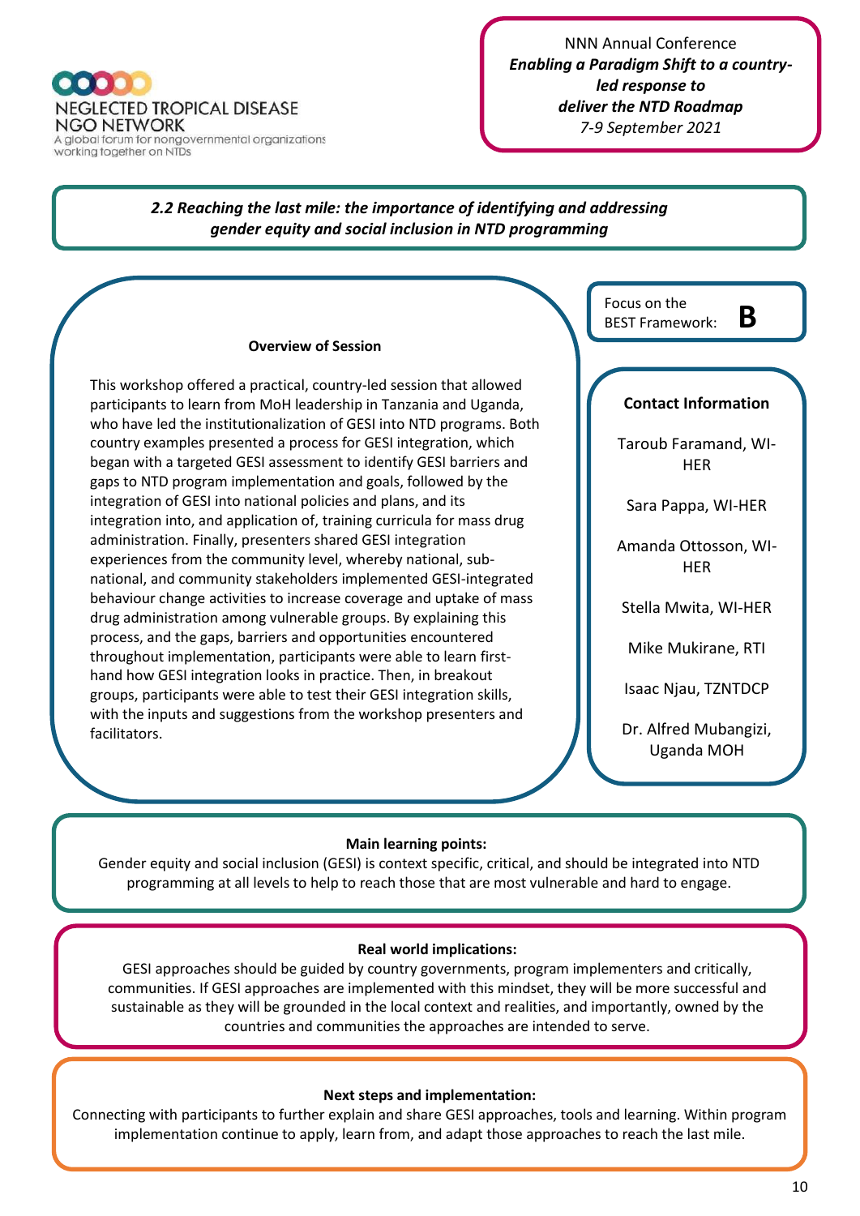NEGLECTED TROPICAL DISEASE NGO NETWORK
A global forum for nongovernmental organizations working together on NTDs

NNN Annual Conference
***Enabling a Paradigm Shift to a country-led response to deliver the NTD Roadmap***
*7-9 September 2021*

## *2.2 Reaching the last mile: the importance of identifying and addressing gender equity and social inclusion in NTD programming*

Focus on the BEST Framework: **B**

### Overview of Session

This workshop offered a practical, country-led session that allowed participants to learn from MoH leadership in Tanzania and Uganda, who have led the institutionalization of GESI into NTD programs. Both country examples presented a process for GESI integration, which began with a targeted GESI assessment to identify GESI barriers and gaps to NTD program implementation and goals, followed by the integration of GESI into national policies and plans, and its integration into, and application of, training curricula for mass drug administration. Finally, presenters shared GESI integration experiences from the community level, whereby national, sub-national, and community stakeholders implemented GESI-integrated behaviour change activities to increase coverage and uptake of mass drug administration among vulnerable groups. By explaining this process, and the gaps, barriers and opportunities encountered throughout implementation, participants were able to learn first-hand how GESI integration looks in practice. Then, in breakout groups, participants were able to test their GESI integration skills, with the inputs and suggestions from the workshop presenters and facilitators.

### Contact Information

Taroub Faramand, WI-HER

Sara Pappa, WI-HER

Amanda Ottosson, WI-HER

Stella Mwita, WI-HER

Mike Mukirane, RTI

Isaac Njau, TZNTDCP

Dr. Alfred Mubangizi, Uganda MOH

### Main learning points:

Gender equity and social inclusion (GESI) is context specific, critical, and should be integrated into NTD programming at all levels to help to reach those that are most vulnerable and hard to engage.

### Real world implications:

GESI approaches should be guided by country governments, program implementers and critically, communities. If GESI approaches are implemented with this mindset, they will be more successful and sustainable as they will be grounded in the local context and realities, and importantly, owned by the countries and communities the approaches are intended to serve.

### Next steps and implementation:

Connecting with participants to further explain and share GESI approaches, tools and learning. Within program implementation continue to apply, learn from, and adapt those approaches to reach the last mile.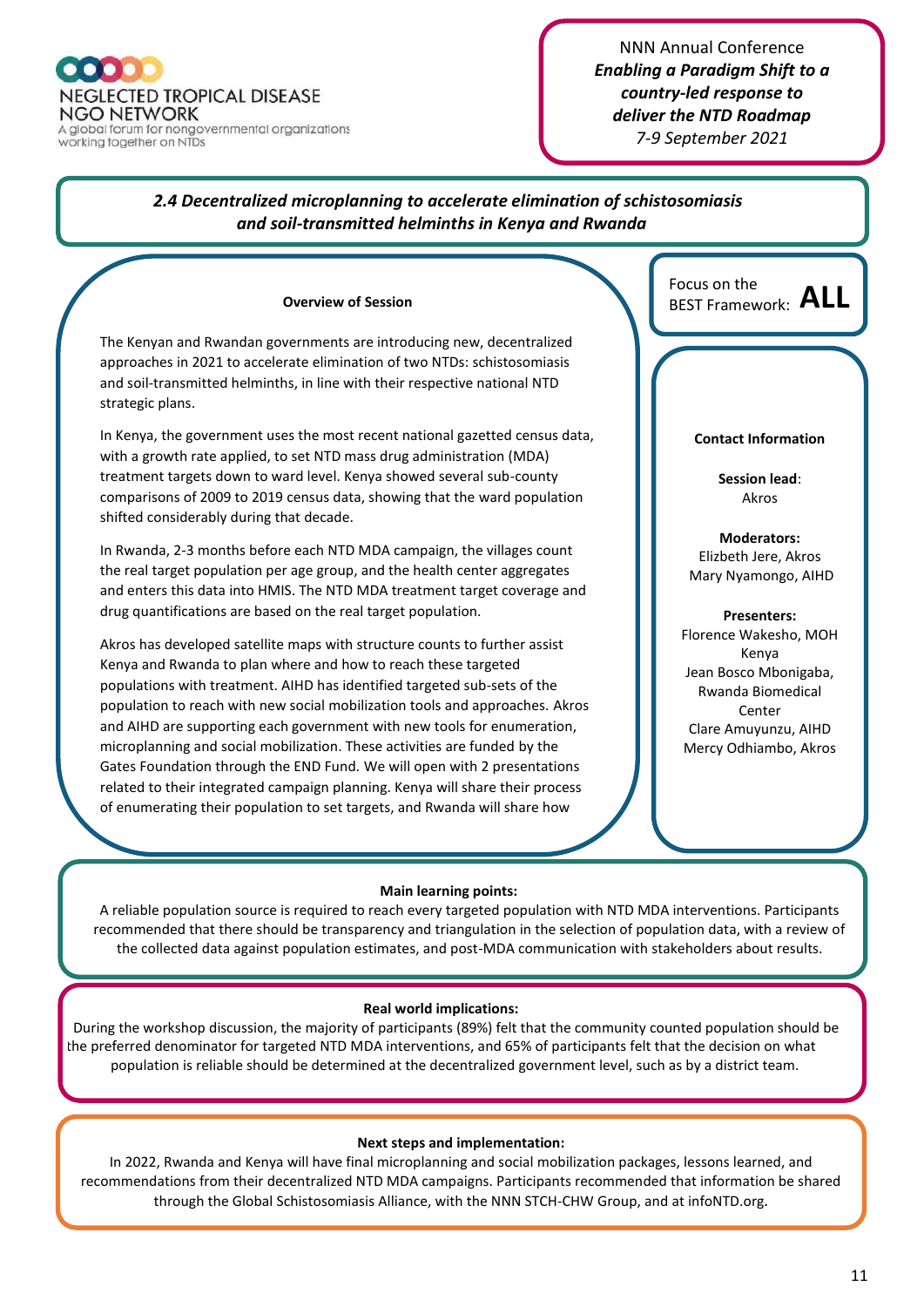NEGLECTED TROPICAL DISEASE NGO NETWORK
A global forum for nongovernmental organizations working together on NTDs

NNN Annual Conference
***Enabling a Paradigm Shift to a country-led response to deliver the NTD Roadmap***
*7-9 September 2021*

## *2.4 Decentralized microplanning to accelerate elimination of schistosomiasis and soil-transmitted helminths in Kenya and Rwanda*

Focus on the BEST Framework: **ALL**

### Overview of Session

The Kenyan and Rwandan governments are introducing new, decentralized approaches in 2021 to accelerate elimination of two NTDs: schistosomiasis and soil-transmitted helminths, in line with their respective national NTD strategic plans.

In Kenya, the government uses the most recent national gazetted census data, with a growth rate applied, to set NTD mass drug administration (MDA) treatment targets down to ward level. Kenya showed several sub-county comparisons of 2009 to 2019 census data, showing that the ward population shifted considerably during that decade.

In Rwanda, 2-3 months before each NTD MDA campaign, the villages count the real target population per age group, and the health center aggregates and enters this data into HMIS. The NTD MDA treatment target coverage and drug quantifications are based on the real target population.

Akros has developed satellite maps with structure counts to further assist Kenya and Rwanda to plan where and how to reach these targeted populations with treatment. AIHD has identified targeted sub-sets of the population to reach with new social mobilization tools and approaches. Akros and AIHD are supporting each government with new tools for enumeration, microplanning and social mobilization. These activities are funded by the Gates Foundation through the END Fund. We will open with 2 presentations related to their integrated campaign planning. Kenya will share their process of enumerating their population to set targets, and Rwanda will share how

### Contact Information

**Session lead**: Akros

**Moderators:**
Elizbeth Jere, Akros
Mary Nyamongo, AIHD

**Presenters:**
Florence Wakesho, MOH Kenya
Jean Bosco Mbonigaba, Rwanda Biomedical Center
Clare Amuyunzu, AIHD
Mercy Odhiambo, Akros

### Main learning points:

A reliable population source is required to reach every targeted population with NTD MDA interventions. Participants recommended that there should be transparency and triangulation in the selection of population data, with a review of the collected data against population estimates, and post-MDA communication with stakeholders about results.

### Real world implications:

During the workshop discussion, the majority of participants (89%) felt that the community counted population should be the preferred denominator for targeted NTD MDA interventions, and 65% of participants felt that the decision on what population is reliable should be determined at the decentralized government level, such as by a district team.

### Next steps and implementation:

In 2022, Rwanda and Kenya will have final microplanning and social mobilization packages, lessons learned, and recommendations from their decentralized NTD MDA campaigns. Participants recommended that information be shared through the Global Schistosomiasis Alliance, with the NNN STCH-CHW Group, and at infoNTD.org.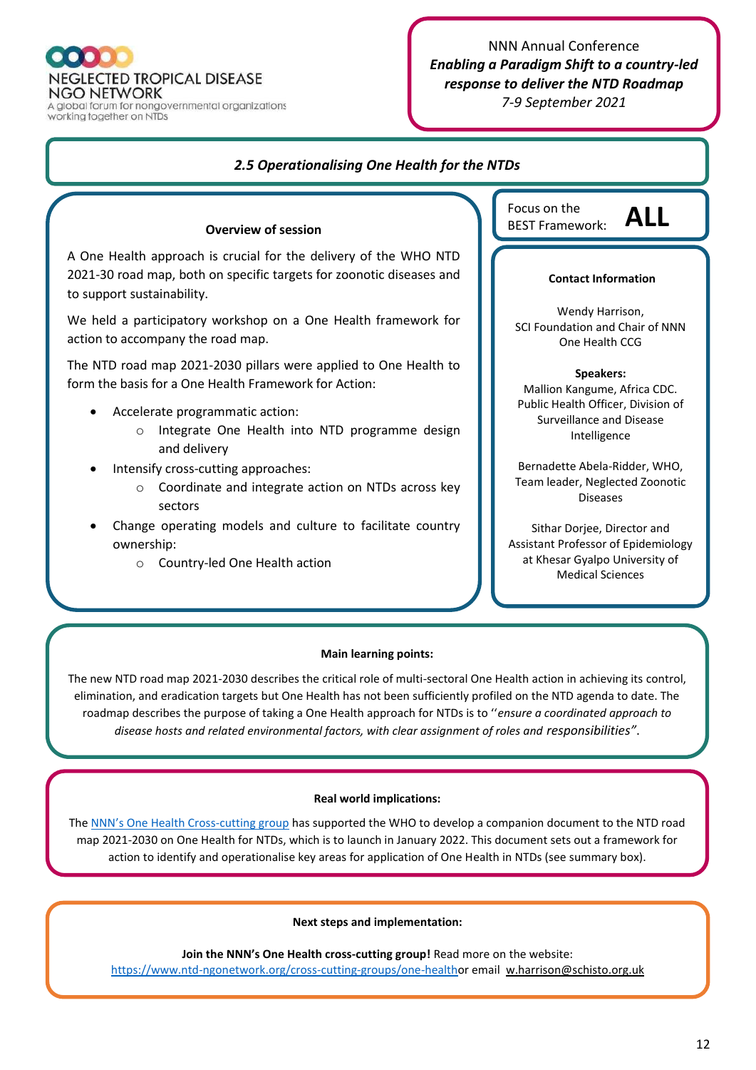NEGLECTED TROPICAL DISEASE NGO NETWORK
A global forum for nongovernmental organizations working together on NTDs

NNN Annual Conference
***Enabling a Paradigm Shift to a country-led response to deliver the NTD Roadmap***
*7-9 September 2021*

## *2.5 Operationalising One Health for the NTDs*

### Overview of session

A One Health approach is crucial for the delivery of the WHO NTD 2021-30 road map, both on specific targets for zoonotic diseases and to support sustainability.

We held a participatory workshop on a One Health framework for action to accompany the road map.

The NTD road map 2021-2030 pillars were applied to One Health to form the basis for a One Health Framework for Action:

- Accelerate programmatic action:
  - Integrate One Health into NTD programme design and delivery
- Intensify cross-cutting approaches:
  - Coordinate and integrate action on NTDs across key sectors
- Change operating models and culture to facilitate country ownership:
  - Country-led One Health action

Focus on the BEST Framework: **ALL**

### Contact Information

Wendy Harrison,
SCI Foundation and Chair of NNN One Health CCG

**Speakers:**

Mallion Kangume, Africa CDC. Public Health Officer, Division of Surveillance and Disease Intelligence

Bernadette Abela-Ridder, WHO, Team leader, Neglected Zoonotic Diseases

Sithar Dorjee, Director and Assistant Professor of Epidemiology at Khesar Gyalpo University of Medical Sciences

### Main learning points:

The new NTD road map 2021-2030 describes the critical role of multi-sectoral One Health action in achieving its control, elimination, and eradication targets but One Health has not been sufficiently profiled on the NTD agenda to date. The roadmap describes the purpose of taking a One Health approach for NTDs is to ''*ensure a coordinated approach to disease hosts and related environmental factors, with clear assignment of roles and responsibilities”*.

### Real world implications:

The NNN’s One Health Cross-cutting group has supported the WHO to develop a companion document to the NTD road map 2021-2030 on One Health for NTDs, which is to launch in January 2022. This document sets out a framework for action to identify and operationalise key areas for application of One Health in NTDs (see summary box).

### Next steps and implementation:

**Join the NNN’s One Health cross-cutting group!** Read more on the website: https://www.ntd-ngonetwork.org/cross-cutting-groups/one-healthor email w.harrison@schisto.org.uk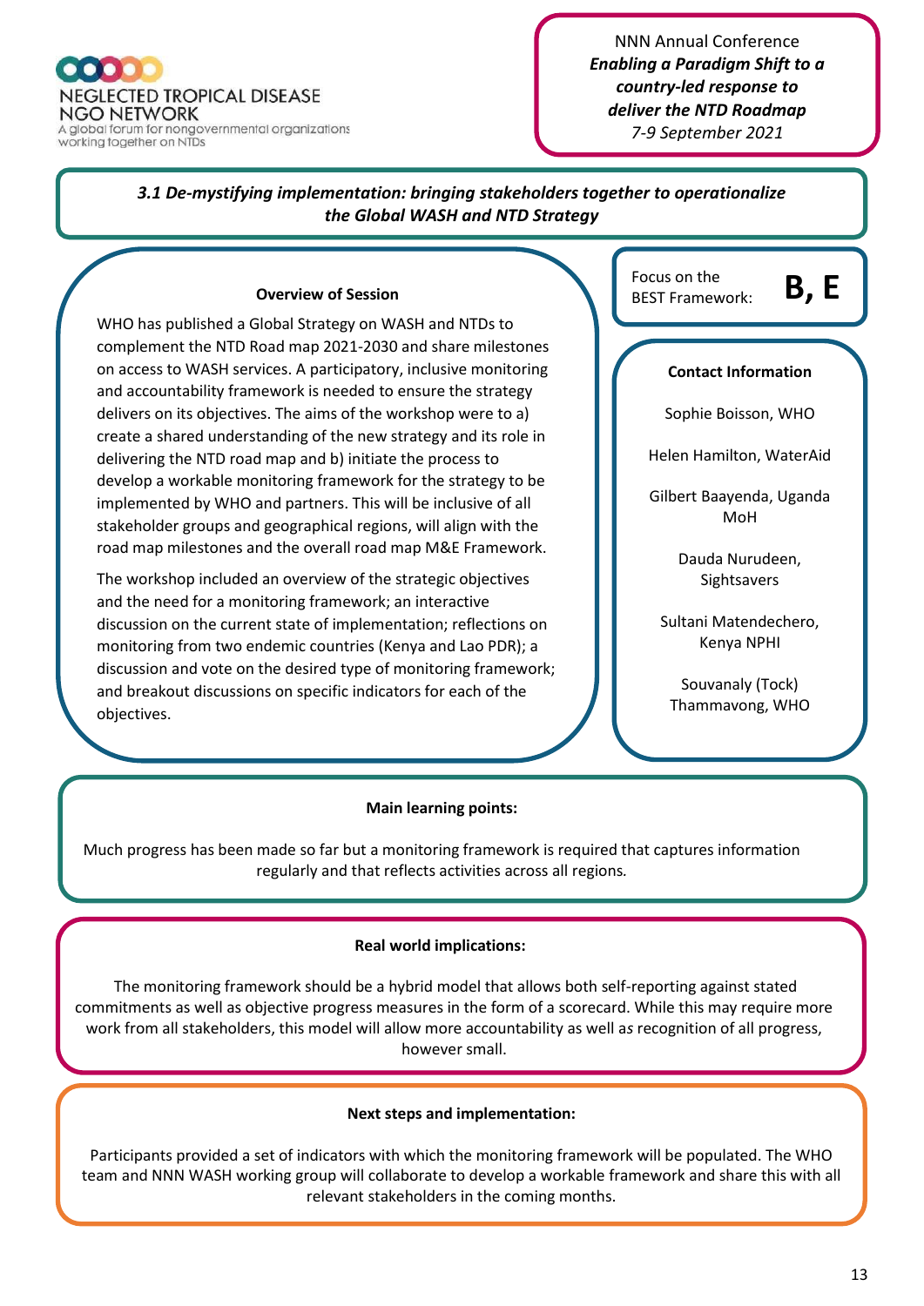NEGLECTED TROPICAL DISEASE NGO NETWORK
A global forum for nongovernmental organizations working together on NTDs

NNN Annual Conference
***Enabling a Paradigm Shift to a country-led response to deliver the NTD Roadmap***
*7-9 September 2021*

## *3.1 De-mystifying implementation: bringing stakeholders together to operationalize the Global WASH and NTD Strategy*

### Overview of Session

WHO has published a Global Strategy on WASH and NTDs to complement the NTD Road map 2021-2030 and share milestones on access to WASH services. A participatory, inclusive monitoring and accountability framework is needed to ensure the strategy delivers on its objectives. The aims of the workshop were to a) create a shared understanding of the new strategy and its role in delivering the NTD road map and b) initiate the process to develop a workable monitoring framework for the strategy to be implemented by WHO and partners. This will be inclusive of all stakeholder groups and geographical regions, will align with the road map milestones and the overall road map M&E Framework.

The workshop included an overview of the strategic objectives and the need for a monitoring framework; an interactive discussion on the current state of implementation; reflections on monitoring from two endemic countries (Kenya and Lao PDR); a discussion and vote on the desired type of monitoring framework; and breakout discussions on specific indicators for each of the objectives.

Focus on the BEST Framework: **B, E**

### Contact Information

Sophie Boisson, WHO

Helen Hamilton, WaterAid

Gilbert Baayenda, Uganda MoH

Dauda Nurudeen, Sightsavers

Sultani Matendechero, Kenya NPHI

Souvanaly (Tock) Thammavong, WHO

### Main learning points:

Much progress has been made so far but a monitoring framework is required that captures information regularly and that reflects activities across all regions.

### Real world implications:

The monitoring framework should be a hybrid model that allows both self-reporting against stated commitments as well as objective progress measures in the form of a scorecard. While this may require more work from all stakeholders, this model will allow more accountability as well as recognition of all progress, however small.

### Next steps and implementation:

Participants provided a set of indicators with which the monitoring framework will be populated. The WHO team and NNN WASH working group will collaborate to develop a workable framework and share this with all relevant stakeholders in the coming months.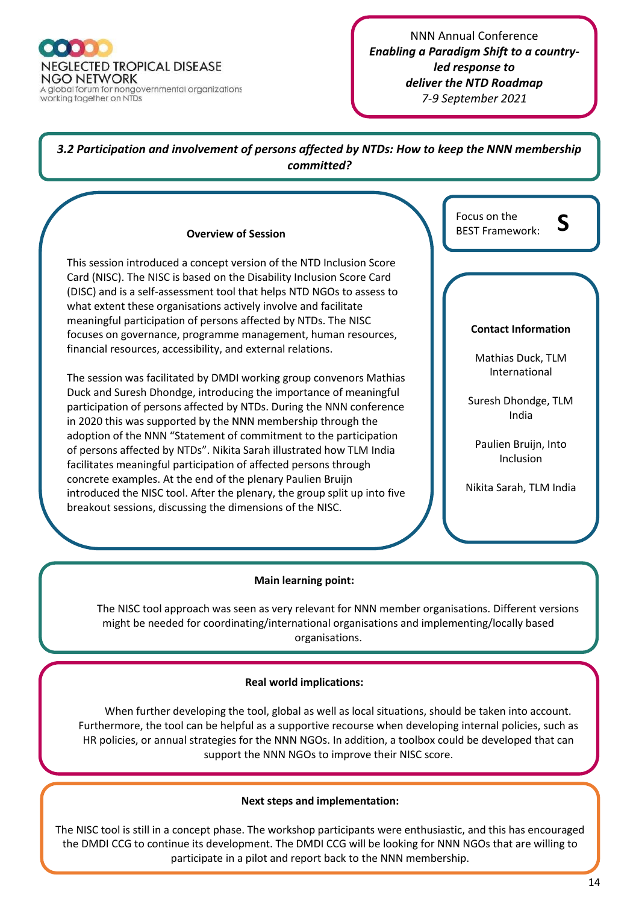NEGLECTED TROPICAL DISEASE NGO NETWORK
A global forum for nongovernmental organizations working together on NTDs

NNN Annual Conference
***Enabling a Paradigm Shift to a country-led response to deliver the NTD Roadmap***
*7-9 September 2021*

## *3.2 Participation and involvement of persons affected by NTDs: How to keep the NNN membership committed?*

Focus on the BEST Framework: **S**

### Overview of Session

This session introduced a concept version of the NTD Inclusion Score Card (NISC). The NISC is based on the Disability Inclusion Score Card (DISC) and is a self-assessment tool that helps NTD NGOs to assess to what extent these organisations actively involve and facilitate meaningful participation of persons affected by NTDs. The NISC focuses on governance, programme management, human resources, financial resources, accessibility, and external relations.

The session was facilitated by DMDI working group convenors Mathias Duck and Suresh Dhondge, introducing the importance of meaningful participation of persons affected by NTDs. During the NNN conference in 2020 this was supported by the NNN membership through the adoption of the NNN "Statement of commitment to the participation of persons affected by NTDs". Nikita Sarah illustrated how TLM India facilitates meaningful participation of affected persons through concrete examples. At the end of the plenary Paulien Bruijn introduced the NISC tool. After the plenary, the group split up into five breakout sessions, discussing the dimensions of the NISC.

### Contact Information

Mathias Duck, TLM International

Suresh Dhondge, TLM India

Paulien Bruijn, Into Inclusion

Nikita Sarah, TLM India

### Main learning point:

The NISC tool approach was seen as very relevant for NNN member organisations. Different versions might be needed for coordinating/international organisations and implementing/locally based organisations.

### Real world implications:

When further developing the tool, global as well as local situations, should be taken into account. Furthermore, the tool can be helpful as a supportive recourse when developing internal policies, such as HR policies, or annual strategies for the NNN NGOs. In addition, a toolbox could be developed that can support the NNN NGOs to improve their NISC score.

### Next steps and implementation:

The NISC tool is still in a concept phase. The workshop participants were enthusiastic, and this has encouraged the DMDI CCG to continue its development. The DMDI CCG will be looking for NNN NGOs that are willing to participate in a pilot and report back to the NNN membership.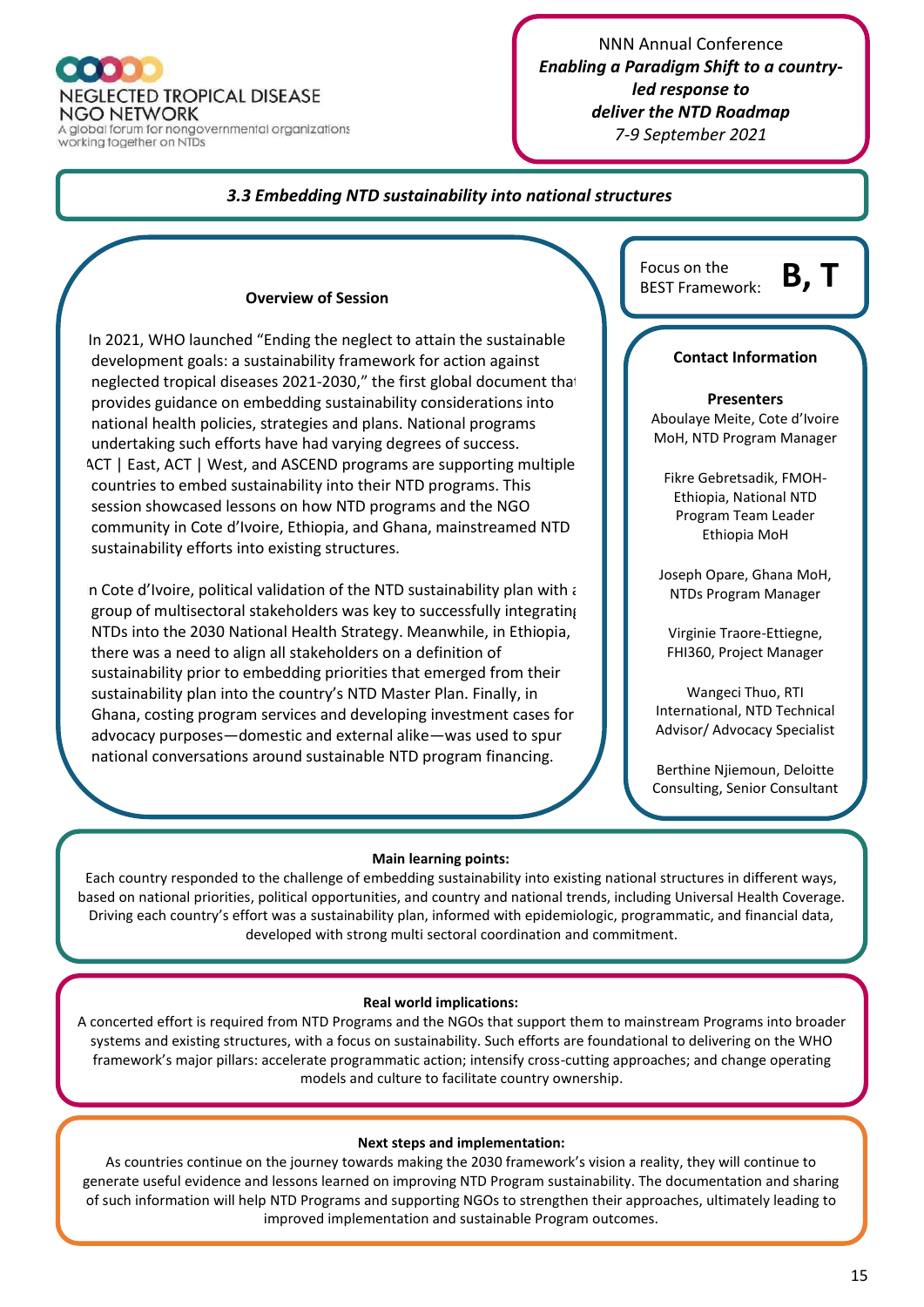NEGLECTED TROPICAL DISEASE NGO NETWORK
A global forum for nongovernmental organizations working together on NTDs

NNN Annual Conference
***Enabling a Paradigm Shift to a country-led response to deliver the NTD Roadmap***
*7-9 September 2021*

## *3.3 Embedding NTD sustainability into national structures*

### Overview of Session

In 2021, WHO launched "Ending the neglect to attain the sustainable development goals: a sustainability framework for action against neglected tropical diseases 2021-2030," the first global document that provides guidance on embedding sustainability considerations into national health policies, strategies and plans. National programs undertaking such efforts have had varying degrees of success. ACT | East, ACT | West, and ASCEND programs are supporting multiple countries to embed sustainability into their NTD programs. This session showcased lessons on how NTD programs and the NGO community in Cote d'Ivoire, Ethiopia, and Ghana, mainstreamed NTD sustainability efforts into existing structures.

In Cote d'Ivoire, political validation of the NTD sustainability plan with a group of multisectoral stakeholders was key to successfully integrating NTDs into the 2030 National Health Strategy. Meanwhile, in Ethiopia, there was a need to align all stakeholders on a definition of sustainability prior to embedding priorities that emerged from their sustainability plan into the country's NTD Master Plan. Finally, in Ghana, costing program services and developing investment cases for advocacy purposes—domestic and external alike—was used to spur national conversations around sustainable NTD program financing.

Focus on the BEST Framework: **B, T**

### Contact Information

**Presenters**

Aboulaye Meite, Cote d'Ivoire MoH, NTD Program Manager

Fikre Gebretsadik, FMOH-Ethiopia, National NTD Program Team Leader Ethiopia MoH

Joseph Opare, Ghana MoH, NTDs Program Manager

Virginie Traore-Ettiegne, FHI360, Project Manager

Wangeci Thuo, RTI International, NTD Technical Advisor/ Advocacy Specialist

Berthine Njiemoun, Deloitte Consulting, Senior Consultant

### Main learning points:

Each country responded to the challenge of embedding sustainability into existing national structures in different ways, based on national priorities, political opportunities, and country and national trends, including Universal Health Coverage. Driving each country's effort was a sustainability plan, informed with epidemiologic, programmatic, and financial data, developed with strong multi sectoral coordination and commitment.

### Real world implications:

A concerted effort is required from NTD Programs and the NGOs that support them to mainstream Programs into broader systems and existing structures, with a focus on sustainability. Such efforts are foundational to delivering on the WHO framework's major pillars: accelerate programmatic action; intensify cross-cutting approaches; and change operating models and culture to facilitate country ownership.

### Next steps and implementation:

As countries continue on the journey towards making the 2030 framework's vision a reality, they will continue to generate useful evidence and lessons learned on improving NTD Program sustainability. The documentation and sharing of such information will help NTD Programs and supporting NGOs to strengthen their approaches, ultimately leading to improved implementation and sustainable Program outcomes.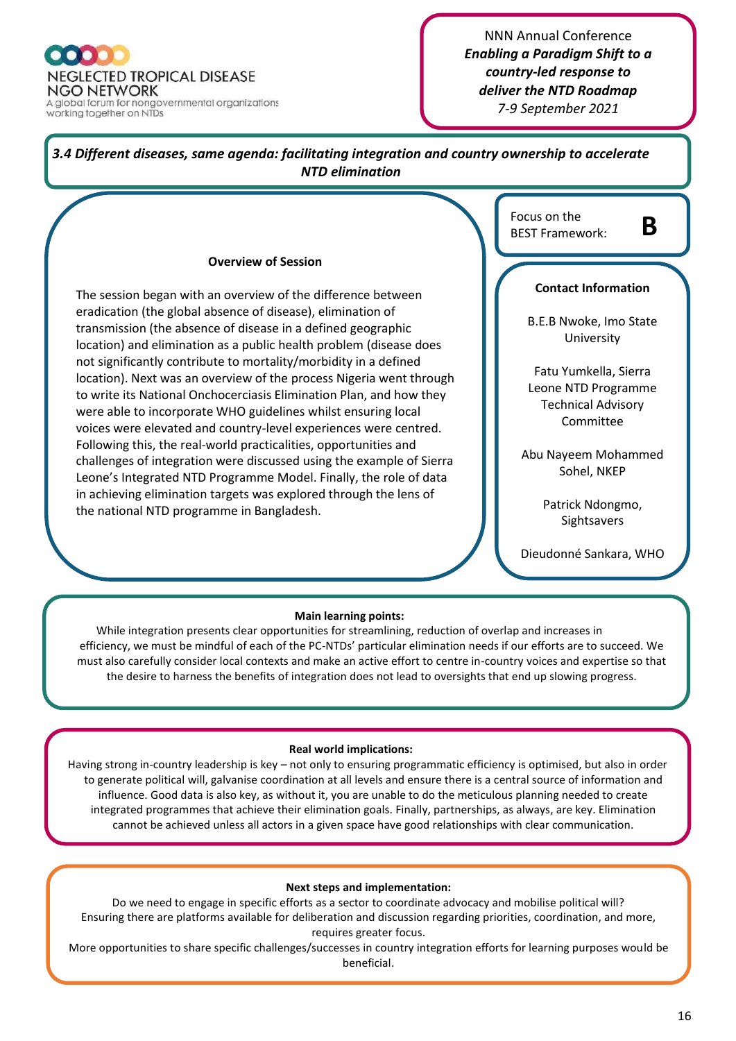## 3.4 *Different diseases, same agenda: facilitating integration and country ownership to accelerate NTD elimination*

Focus on the BEST Framework: **B**

### Overview of Session

The session began with an overview of the difference between eradication (the global absence of disease), elimination of transmission (the absence of disease in a defined geographic location) and elimination as a public health problem (disease does not significantly contribute to mortality/morbidity in a defined location). Next was an overview of the process Nigeria went through to write its National Onchocerciasis Elimination Plan, and how they were able to incorporate WHO guidelines whilst ensuring local voices were elevated and country-level experiences were centred. Following this, the real-world practicalities, opportunities and challenges of integration were discussed using the example of Sierra Leone's Integrated NTD Programme Model. Finally, the role of data in achieving elimination targets was explored through the lens of the national NTD programme in Bangladesh.

### Contact Information

B.E.B Nwoke, Imo State University

Fatu Yumkella, Sierra Leone NTD Programme Technical Advisory Committee

Abu Nayeem Mohammed Sohel, NKEP

Patrick Ndongmo, Sightsavers

Dieudonné Sankara, WHO

### Main learning points:

While integration presents clear opportunities for streamlining, reduction of overlap and increases in efficiency, we must be mindful of each of the PC-NTDs' particular elimination needs if our efforts are to succeed. We must also carefully consider local contexts and make an active effort to centre in-country voices and expertise so that the desire to harness the benefits of integration does not lead to oversights that end up slowing progress.

### Real world implications:

Having strong in-country leadership is key – not only to ensuring programmatic efficiency is optimised, but also in order to generate political will, galvanise coordination at all levels and ensure there is a central source of information and influence. Good data is also key, as without it, you are unable to do the meticulous planning needed to create integrated programmes that achieve their elimination goals. Finally, partnerships, as always, are key. Elimination cannot be achieved unless all actors in a given space have good relationships with clear communication.

### Next steps and implementation:

Do we need to engage in specific efforts as a sector to coordinate advocacy and mobilise political will?

Ensuring there are platforms available for deliberation and discussion regarding priorities, coordination, and more, requires greater focus.

More opportunities to share specific challenges/successes in country integration efforts for learning purposes would be beneficial.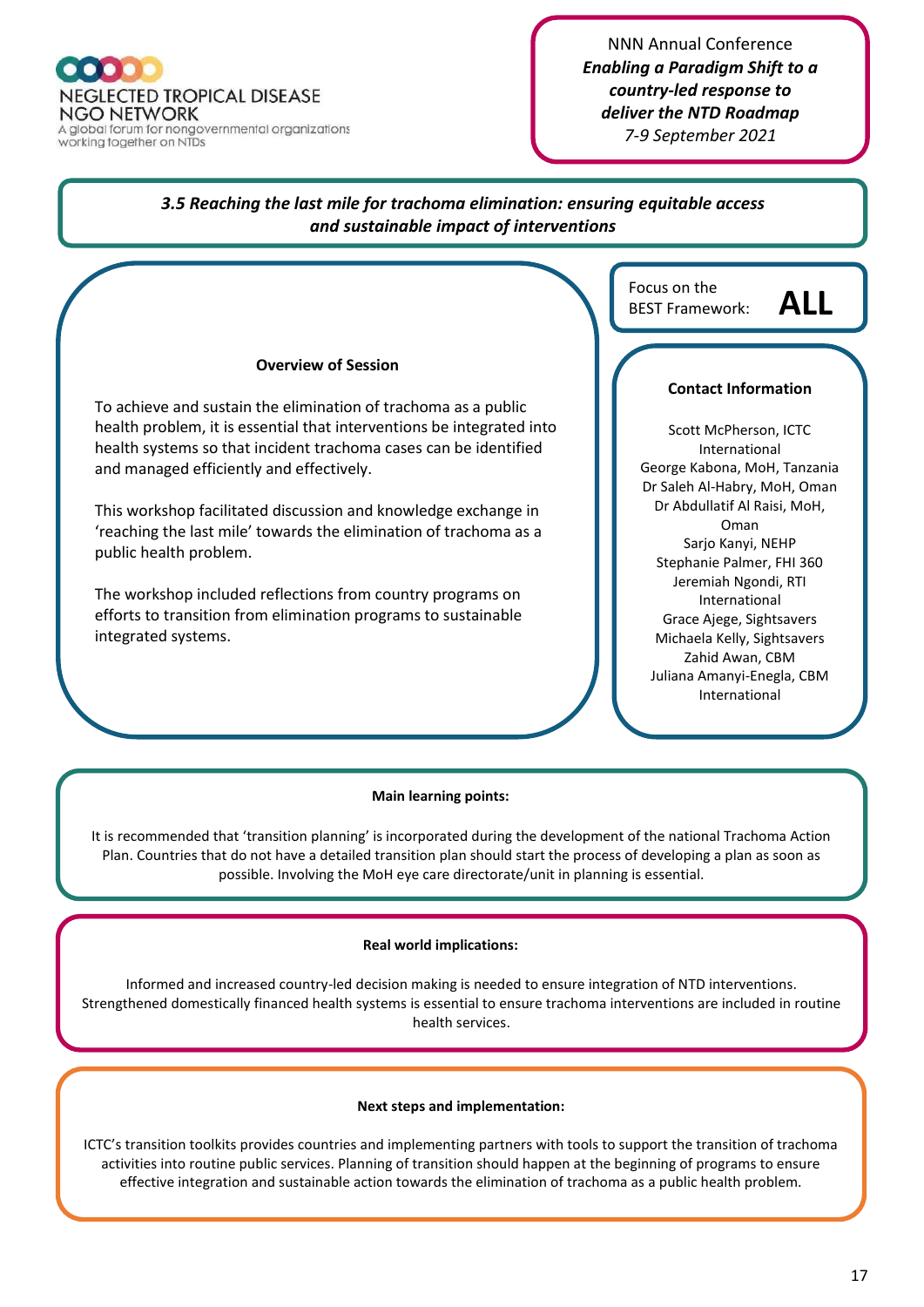## 3.5 Reaching the last mile for trachoma elimination: ensuring equitable access and sustainable impact of interventions

Focus on the BEST Framework: **ALL**

### Overview of Session

To achieve and sustain the elimination of trachoma as a public health problem, it is essential that interventions be integrated into health systems so that incident trachoma cases can be identified and managed efficiently and effectively.

This workshop facilitated discussion and knowledge exchange in 'reaching the last mile' towards the elimination of trachoma as a public health problem.

The workshop included reflections from country programs on efforts to transition from elimination programs to sustainable integrated systems.

### Contact Information

Scott McPherson, ICTC International
George Kabona, MoH, Tanzania
Dr Saleh Al-Habry, MoH, Oman
Dr Abdullatif Al Raisi, MoH, Oman
Sarjo Kanyi, NEHP
Stephanie Palmer, FHI 360
Jeremiah Ngondi, RTI International
Grace Ajege, Sightsavers
Michaela Kelly, Sightsavers
Zahid Awan, CBM
Juliana Amanyi-Enegla, CBM International

### Main learning points:

It is recommended that 'transition planning' is incorporated during the development of the national Trachoma Action Plan. Countries that do not have a detailed transition plan should start the process of developing a plan as soon as possible. Involving the MoH eye care directorate/unit in planning is essential.

### Real world implications:

Informed and increased country-led decision making is needed to ensure integration of NTD interventions. Strengthened domestically financed health systems is essential to ensure trachoma interventions are included in routine health services.

### Next steps and implementation:

ICTC's transition toolkits provides countries and implementing partners with tools to support the transition of trachoma activities into routine public services. Planning of transition should happen at the beginning of programs to ensure effective integration and sustainable action towards the elimination of trachoma as a public health problem.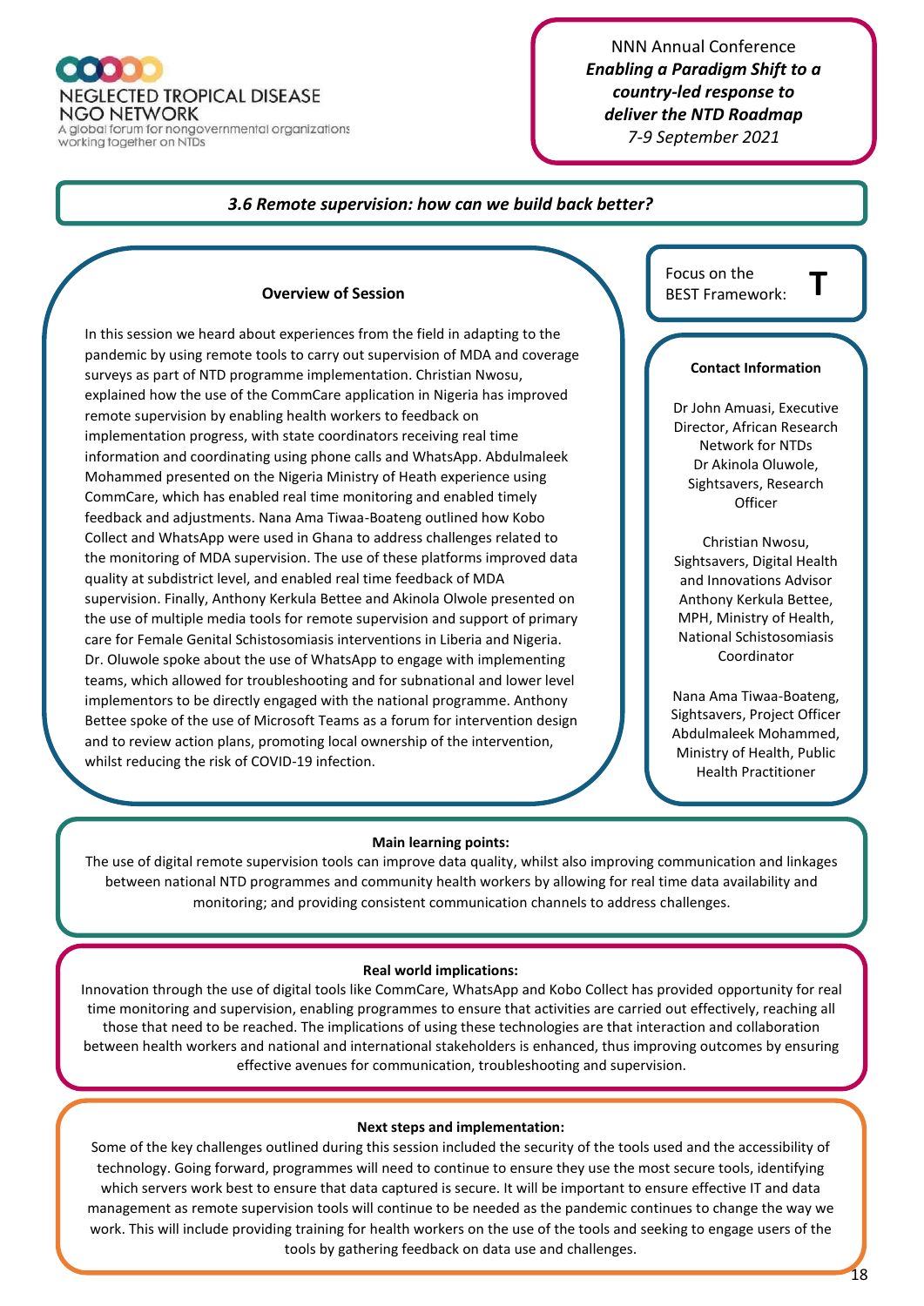## 3.6 Remote supervision: how can we build back better?

### Overview of Session

In this session we heard about experiences from the field in adapting to the pandemic by using remote tools to carry out supervision of MDA and coverage surveys as part of NTD programme implementation. Christian Nwosu, explained how the use of the CommCare application in Nigeria has improved remote supervision by enabling health workers to feedback on implementation progress, with state coordinators receiving real time information and coordinating using phone calls and WhatsApp. Abdulmaleek Mohammed presented on the Nigeria Ministry of Heath experience using CommCare, which has enabled real time monitoring and enabled timely feedback and adjustments. Nana Ama Tiwaa-Boateng outlined how Kobo Collect and WhatsApp were used in Ghana to address challenges related to the monitoring of MDA supervision. The use of these platforms improved data quality at subdistrict level, and enabled real time feedback of MDA supervision. Finally, Anthony Kerkula Bettee and Akinola Olwole presented on the use of multiple media tools for remote supervision and support of primary care for Female Genital Schistosomiasis interventions in Liberia and Nigeria. Dr. Oluwole spoke about the use of WhatsApp to engage with implementing teams, which allowed for troubleshooting and for subnational and lower level implementors to be directly engaged with the national programme. Anthony Bettee spoke of the use of Microsoft Teams as a forum for intervention design and to review action plans, promoting local ownership of the intervention, whilst reducing the risk of COVID-19 infection.

Focus on the BEST Framework: **T**

### Contact Information

Dr John Amuasi, Executive Director, African Research Network for NTDs
Dr Akinola Oluwole, Sightsavers, Research Officer

Christian Nwosu, Sightsavers, Digital Health and Innovations Advisor
Anthony Kerkula Bettee, MPH, Ministry of Health, National Schistosomiasis Coordinator

Nana Ama Tiwaa-Boateng, Sightsavers, Project Officer
Abdulmaleek Mohammed, Ministry of Health, Public Health Practitioner

### Main learning points:

The use of digital remote supervision tools can improve data quality, whilst also improving communication and linkages between national NTD programmes and community health workers by allowing for real time data availability and monitoring; and providing consistent communication channels to address challenges.

### Real world implications:

Innovation through the use of digital tools like CommCare, WhatsApp and Kobo Collect has provided opportunity for real time monitoring and supervision, enabling programmes to ensure that activities are carried out effectively, reaching all those that need to be reached. The implications of using these technologies are that interaction and collaboration between health workers and national and international stakeholders is enhanced, thus improving outcomes by ensuring effective avenues for communication, troubleshooting and supervision.

### Next steps and implementation:

Some of the key challenges outlined during this session included the security of the tools used and the accessibility of technology. Going forward, programmes will need to continue to ensure they use the most secure tools, identifying which servers work best to ensure that data captured is secure. It will be important to ensure effective IT and data management as remote supervision tools will continue to be needed as the pandemic continues to change the way we work. This will include providing training for health workers on the use of the tools and seeking to engage users of the tools by gathering feedback on data use and challenges.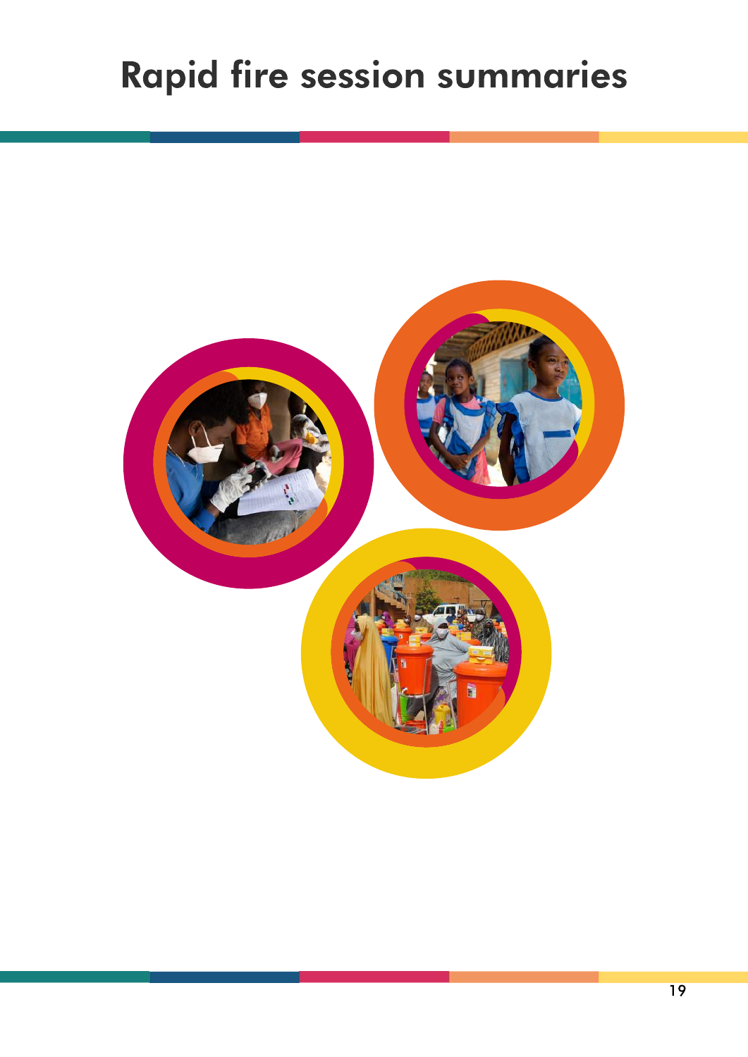# Rapid fire session summaries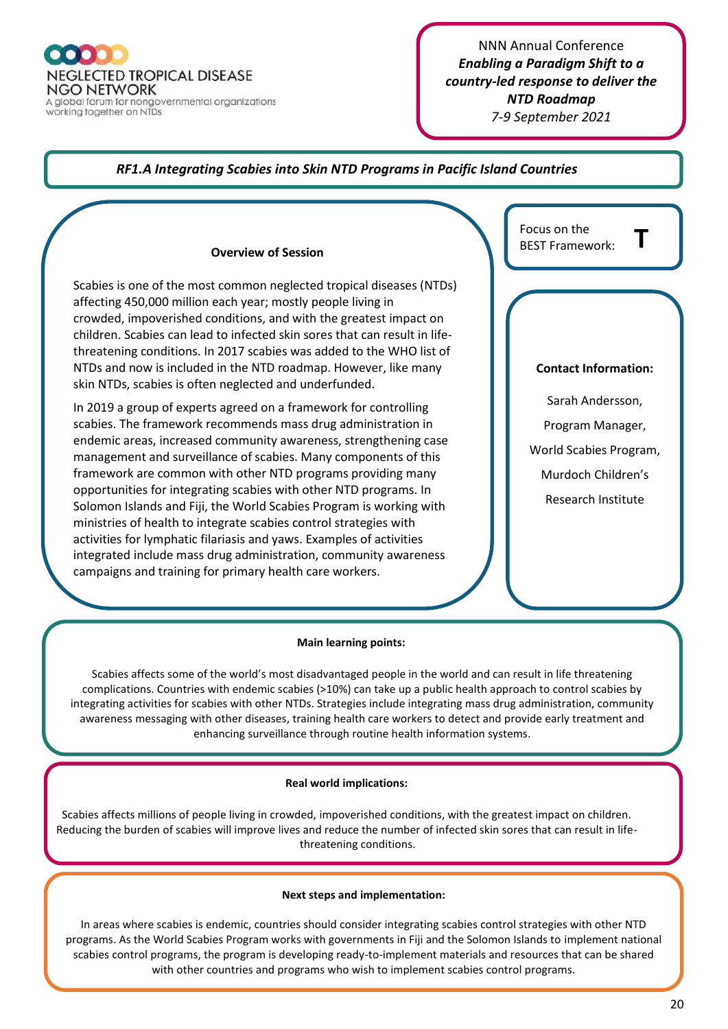NEGLECTED TROPICAL DISEASE NGO NETWORK
A global forum for nongovernmental organizations working together on NTDs

NNN Annual Conference
***Enabling a Paradigm Shift to a country-led response to deliver the NTD Roadmap***
*7-9 September 2021*

## *RF1.A Integrating Scabies into Skin NTD Programs in Pacific Island Countries*

Focus on the BEST Framework: **T**

### Overview of Session

Scabies is one of the most common neglected tropical diseases (NTDs) affecting 450,000 million each year; mostly people living in crowded, impoverished conditions, and with the greatest impact on children. Scabies can lead to infected skin sores that can result in life-threatening conditions. In 2017 scabies was added to the WHO list of NTDs and now is included in the NTD roadmap. However, like many skin NTDs, scabies is often neglected and underfunded.

In 2019 a group of experts agreed on a framework for controlling scabies. The framework recommends mass drug administration in endemic areas, increased community awareness, strengthening case management and surveillance of scabies. Many components of this framework are common with other NTD programs providing many opportunities for integrating scabies with other NTD programs. In Solomon Islands and Fiji, the World Scabies Program is working with ministries of health to integrate scabies control strategies with activities for lymphatic filariasis and yaws. Examples of activities integrated include mass drug administration, community awareness campaigns and training for primary health care workers.

### Contact Information:

Sarah Andersson,
Program Manager,
World Scabies Program,
Murdoch Children's Research Institute

### Main learning points:

Scabies affects some of the world's most disadvantaged people in the world and can result in life threatening complications. Countries with endemic scabies (>10%) can take up a public health approach to control scabies by integrating activities for scabies with other NTDs. Strategies include integrating mass drug administration, community awareness messaging with other diseases, training health care workers to detect and provide early treatment and enhancing surveillance through routine health information systems.

### Real world implications:

Scabies affects millions of people living in crowded, impoverished conditions, with the greatest impact on children. Reducing the burden of scabies will improve lives and reduce the number of infected skin sores that can result in life-threatening conditions.

### Next steps and implementation:

In areas where scabies is endemic, countries should consider integrating scabies control strategies with other NTD programs. As the World Scabies Program works with governments in Fiji and the Solomon Islands to implement national scabies control programs, the program is developing ready-to-implement materials and resources that can be shared with other countries and programs who wish to implement scabies control programs.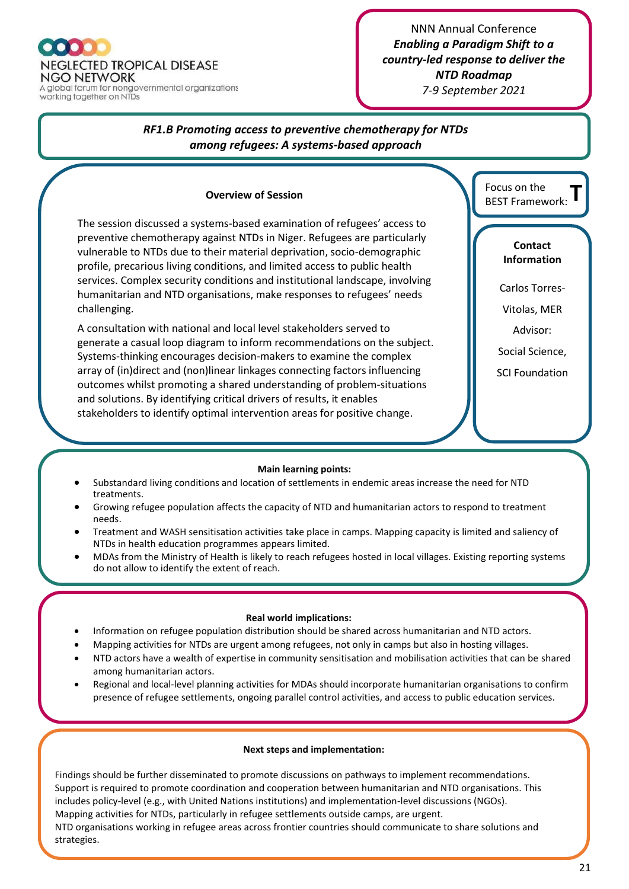NEGLECTED TROPICAL DISEASE NGO NETWORK
A global forum for nongovernmental organizations working together on NTDs

NNN Annual Conference
***Enabling a Paradigm Shift to a country-led response to deliver the NTD Roadmap***
*7-9 September 2021*

## *RF1.B Promoting access to preventive chemotherapy for NTDs among refugees: A systems-based approach*

### Overview of Session

The session discussed a systems-based examination of refugees' access to preventive chemotherapy against NTDs in Niger. Refugees are particularly vulnerable to NTDs due to their material deprivation, socio-demographic profile, precarious living conditions, and limited access to public health services. Complex security conditions and institutional landscape, involving humanitarian and NTD organisations, make responses to refugees' needs challenging.

A consultation with national and local level stakeholders served to generate a casual loop diagram to inform recommendations on the subject. Systems-thinking encourages decision-makers to examine the complex array of (in)direct and (non)linear linkages connecting factors influencing outcomes whilst promoting a shared understanding of problem-situations and solutions. By identifying critical drivers of results, it enables stakeholders to identify optimal intervention areas for positive change.

Focus on the BEST Framework: **T**

**Contact Information**

Carlos Torres-Vitolas, MER Advisor: Social Science, SCI Foundation

### Main learning points:

- Substandard living conditions and location of settlements in endemic areas increase the need for NTD treatments.
- Growing refugee population affects the capacity of NTD and humanitarian actors to respond to treatment needs.
- Treatment and WASH sensitisation activities take place in camps. Mapping capacity is limited and saliency of NTDs in health education programmes appears limited.
- MDAs from the Ministry of Health is likely to reach refugees hosted in local villages. Existing reporting systems do not allow to identify the extent of reach.

### Real world implications:

- Information on refugee population distribution should be shared across humanitarian and NTD actors.
- Mapping activities for NTDs are urgent among refugees, not only in camps but also in hosting villages.
- NTD actors have a wealth of expertise in community sensitisation and mobilisation activities that can be shared among humanitarian actors.
- Regional and local-level planning activities for MDAs should incorporate humanitarian organisations to confirm presence of refugee settlements, ongoing parallel control activities, and access to public education services.

### Next steps and implementation:

Findings should be further disseminated to promote discussions on pathways to implement recommendations.
Support is required to promote coordination and cooperation between humanitarian and NTD organisations. This includes policy-level (e.g., with United Nations institutions) and implementation-level discussions (NGOs).
Mapping activities for NTDs, particularly in refugee settlements outside camps, are urgent.
NTD organisations working in refugee areas across frontier countries should communicate to share solutions and strategies.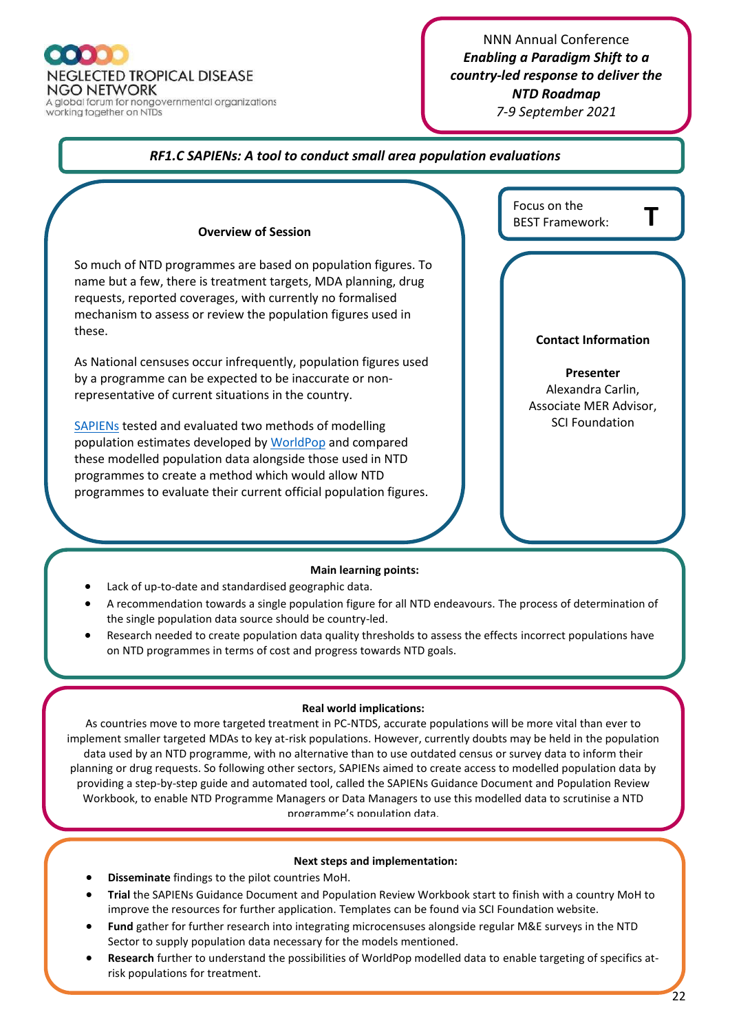NEGLECTED TROPICAL DISEASE NGO NETWORK
A global forum for nongovernmental organizations working together on NTDs

NNN Annual Conference
***Enabling a Paradigm Shift to a country-led response to deliver the NTD Roadmap***
*7-9 September 2021*

## *RF1.C SAPIENs: A tool to conduct small area population evaluations*

Focus on the BEST Framework: **T**

### Overview of Session

So much of NTD programmes are based on population figures. To name but a few, there is treatment targets, MDA planning, drug requests, reported coverages, with currently no formalised mechanism to assess or review the population figures used in these.

As National censuses occur infrequently, population figures used by a programme can be expected to be inaccurate or non-representative of current situations in the country.

SAPIENs tested and evaluated two methods of modelling population estimates developed by WorldPop and compared these modelled population data alongside those used in NTD programmes to create a method which would allow NTD programmes to evaluate their current official population figures.

### Contact Information

**Presenter**
Alexandra Carlin,
Associate MER Advisor,
SCI Foundation

### Main learning points:

- Lack of up-to-date and standardised geographic data.
- A recommendation towards a single population figure for all NTD endeavours. The process of determination of the single population data source should be country-led.
- Research needed to create population data quality thresholds to assess the effects incorrect populations have on NTD programmes in terms of cost and progress towards NTD goals.

### Real world implications:

As countries move to more targeted treatment in PC-NTDS, accurate populations will be more vital than ever to implement smaller targeted MDAs to key at-risk populations. However, currently doubts may be held in the population data used by an NTD programme, with no alternative than to use outdated census or survey data to inform their planning or drug requests. So following other sectors, SAPIENs aimed to create access to modelled population data by providing a step-by-step guide and automated tool, called the SAPIENs Guidance Document and Population Review Workbook, to enable NTD Programme Managers or Data Managers to use this modelled data to scrutinise a NTD programme's population data.

### Next steps and implementation:

- **Disseminate** findings to the pilot countries MoH.
- **Trial** the SAPIENs Guidance Document and Population Review Workbook start to finish with a country MoH to improve the resources for further application. Templates can be found via SCI Foundation website.
- **Fund** gather for further research into integrating microcensuses alongside regular M&E surveys in the NTD Sector to supply population data necessary for the models mentioned.
- **Research** further to understand the possibilities of WorldPop modelled data to enable targeting of specifics at-risk populations for treatment.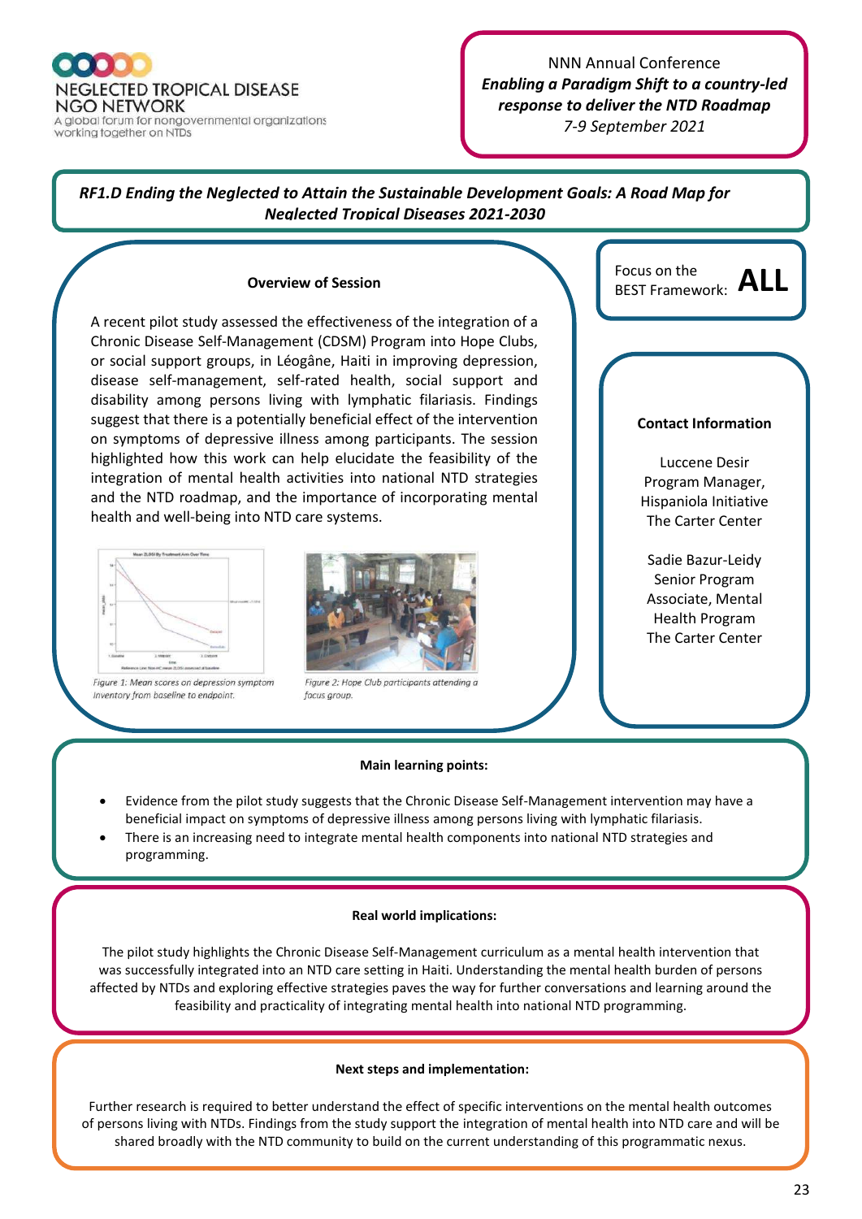NEGLECTED TROPICAL DISEASE NGO NETWORK
A global forum for nongovernmental organizations working together on NTDs

NNN Annual Conference
*Enabling a Paradigm Shift to a country-led response to deliver the NTD Roadmap*
*7-9 September 2021*

## *RF1.D Ending the Neglected to Attain the Sustainable Development Goals: A Road Map for Neglected Tropical Diseases 2021-2030*

### Overview of Session

A recent pilot study assessed the effectiveness of the integration of a Chronic Disease Self-Management (CDSM) Program into Hope Clubs, or social support groups, in Léogâne, Haiti in improving depression, disease self-management, self-rated health, social support and disability among persons living with lymphatic filariasis. Findings suggest that there is a potentially beneficial effect of the intervention on symptoms of depressive illness among participants. The session highlighted how this work can help elucidate the feasibility of the integration of mental health activities into national NTD strategies and the NTD roadmap, and the importance of incorporating mental health and well-being into NTD care systems.

*Figure 1: Mean scores on depression symptom inventory from baseline to endpoint.*

*Figure 2: Hope Club participants attending a focus group.*

Focus on the BEST Framework: **ALL**

### Contact Information

Luccene Desir
Program Manager, Hispaniola Initiative
The Carter Center

Sadie Bazur-Leidy
Senior Program Associate, Mental Health Program
The Carter Center

### Main learning points:

- Evidence from the pilot study suggests that the Chronic Disease Self-Management intervention may have a beneficial impact on symptoms of depressive illness among persons living with lymphatic filariasis.
- There is an increasing need to integrate mental health components into national NTD strategies and programming.

### Real world implications:

The pilot study highlights the Chronic Disease Self-Management curriculum as a mental health intervention that was successfully integrated into an NTD care setting in Haiti. Understanding the mental health burden of persons affected by NTDs and exploring effective strategies paves the way for further conversations and learning around the feasibility and practicality of integrating mental health into national NTD programming.

### Next steps and implementation:

Further research is required to better understand the effect of specific interventions on the mental health outcomes of persons living with NTDs. Findings from the study support the integration of mental health into NTD care and will be shared broadly with the NTD community to build on the current understanding of this programmatic nexus.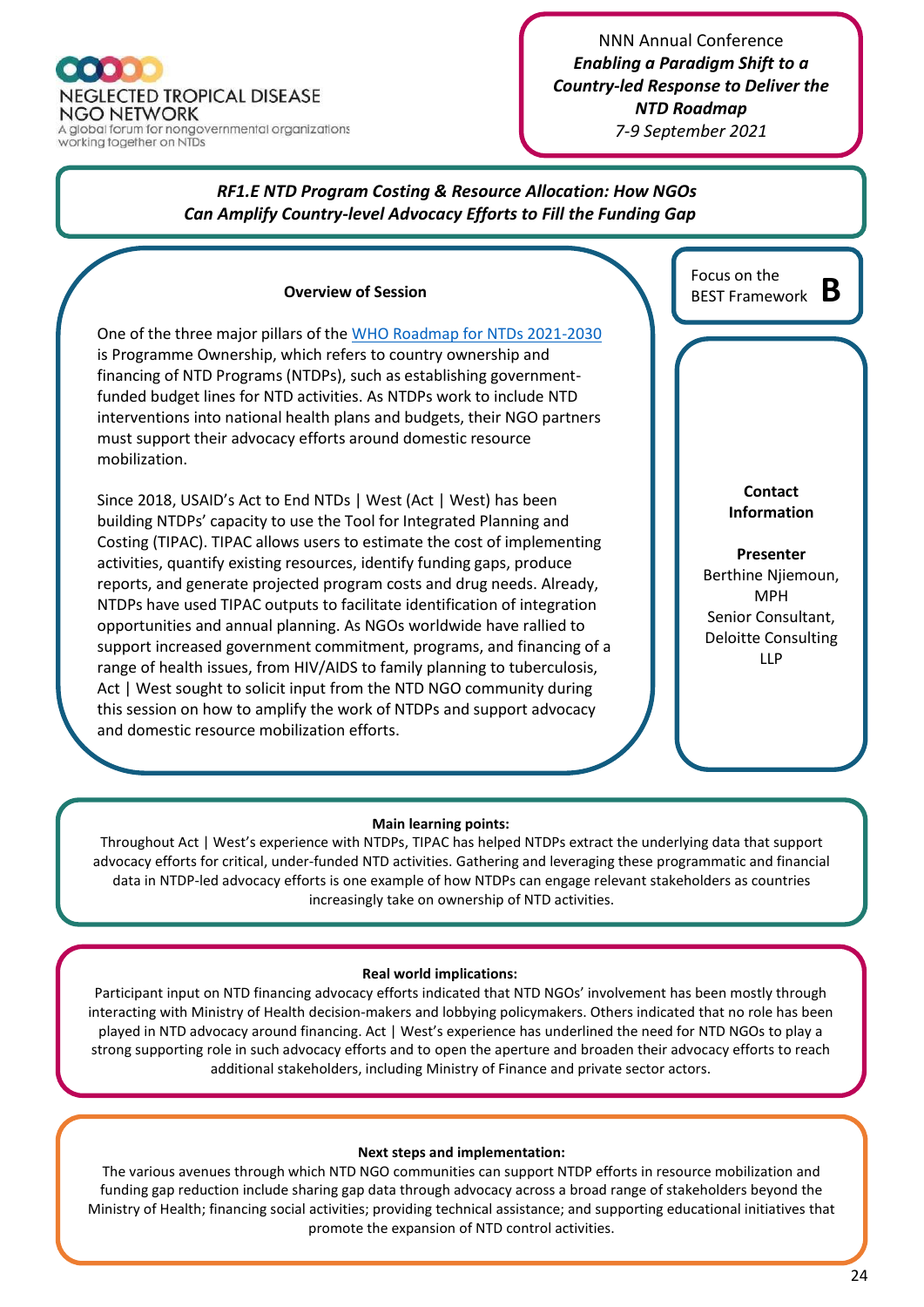NEGLECTED TROPICAL DISEASE NGO NETWORK
A global forum for nongovernmental organizations working together on NTDs

NNN Annual Conference
***Enabling a Paradigm Shift to a Country-led Response to Deliver the NTD Roadmap***
*7-9 September 2021*

## *RF1.E NTD Program Costing & Resource Allocation: How NGOs Can Amplify Country-level Advocacy Efforts to Fill the Funding Gap*

Focus on the BEST Framework **B**

### Overview of Session

One of the three major pillars of the [WHO Roadmap for NTDs 2021-2030]() is Programme Ownership, which refers to country ownership and financing of NTD Programs (NTDPs), such as establishing government-funded budget lines for NTD activities. As NTDPs work to include NTD interventions into national health plans and budgets, their NGO partners must support their advocacy efforts around domestic resource mobilization.

Since 2018, USAID's Act to End NTDs | West (Act | West) has been building NTDPs' capacity to use the Tool for Integrated Planning and Costing (TIPAC). TIPAC allows users to estimate the cost of implementing activities, quantify existing resources, identify funding gaps, produce reports, and generate projected program costs and drug needs. Already, NTDPs have used TIPAC outputs to facilitate identification of integration opportunities and annual planning. As NGOs worldwide have rallied to support increased government commitment, programs, and financing of a range of health issues, from HIV/AIDS to family planning to tuberculosis, Act | West sought to solicit input from the NTD NGO community during this session on how to amplify the work of NTDPs and support advocacy and domestic resource mobilization efforts.

**Contact Information**

**Presenter**
Berthine Njiemoun, MPH
Senior Consultant, Deloitte Consulting LLP

**Main learning points:**

Throughout Act | West's experience with NTDPs, TIPAC has helped NTDPs extract the underlying data that support advocacy efforts for critical, under-funded NTD activities. Gathering and leveraging these programmatic and financial data in NTDP-led advocacy efforts is one example of how NTDPs can engage relevant stakeholders as countries increasingly take on ownership of NTD activities.

**Real world implications:**

Participant input on NTD financing advocacy efforts indicated that NTD NGOs' involvement has been mostly through interacting with Ministry of Health decision-makers and lobbying policymakers. Others indicated that no role has been played in NTD advocacy around financing. Act | West's experience has underlined the need for NTD NGOs to play a strong supporting role in such advocacy efforts and to open the aperture and broaden their advocacy efforts to reach additional stakeholders, including Ministry of Finance and private sector actors.

**Next steps and implementation:**

The various avenues through which NTD NGO communities can support NTDP efforts in resource mobilization and funding gap reduction include sharing gap data through advocacy across a broad range of stakeholders beyond the Ministry of Health; financing social activities; providing technical assistance; and supporting educational initiatives that promote the expansion of NTD control activities.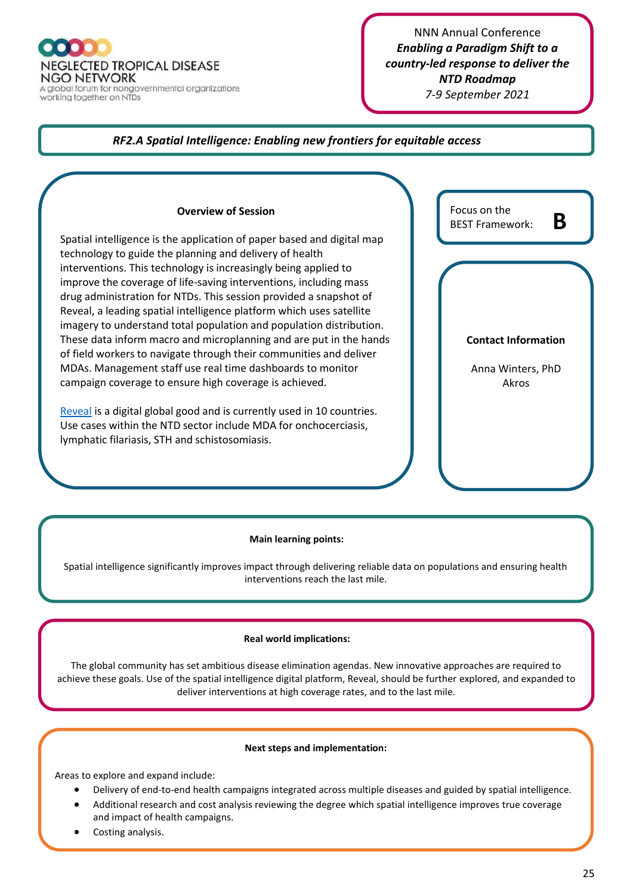NEGLECTED TROPICAL DISEASE NGO NETWORK
A global forum for nongovernmental organizations working together on NTDs

NNN Annual Conference
***Enabling a Paradigm Shift to a country-led response to deliver the NTD Roadmap***
*7-9 September 2021*

## *RF2.A Spatial Intelligence: Enabling new frontiers for equitable access*

### Overview of Session

Spatial intelligence is the application of paper based and digital map technology to guide the planning and delivery of health interventions. This technology is increasingly being applied to improve the coverage of life-saving interventions, including mass drug administration for NTDs. This session provided a snapshot of Reveal, a leading spatial intelligence platform which uses satellite imagery to understand total population and population distribution. These data inform macro and microplanning and are put in the hands of field workers to navigate through their communities and deliver MDAs. Management staff use real time dashboards to monitor campaign coverage to ensure high coverage is achieved.

Reveal is a digital global good and is currently used in 10 countries. Use cases within the NTD sector include MDA for onchocerciasis, lymphatic filariasis, STH and schistosomiasis.

Focus on the BEST Framework: **B**

**Contact Information**

Anna Winters, PhD
Akros

**Main learning points:**

Spatial intelligence significantly improves impact through delivering reliable data on populations and ensuring health interventions reach the last mile.

**Real world implications:**

The global community has set ambitious disease elimination agendas. New innovative approaches are required to achieve these goals. Use of the spatial intelligence digital platform, Reveal, should be further explored, and expanded to deliver interventions at high coverage rates, and to the last mile.

**Next steps and implementation:**

Areas to explore and expand include:

- Delivery of end-to-end health campaigns integrated across multiple diseases and guided by spatial intelligence.
- Additional research and cost analysis reviewing the degree which spatial intelligence improves true coverage and impact of health campaigns.
- Costing analysis.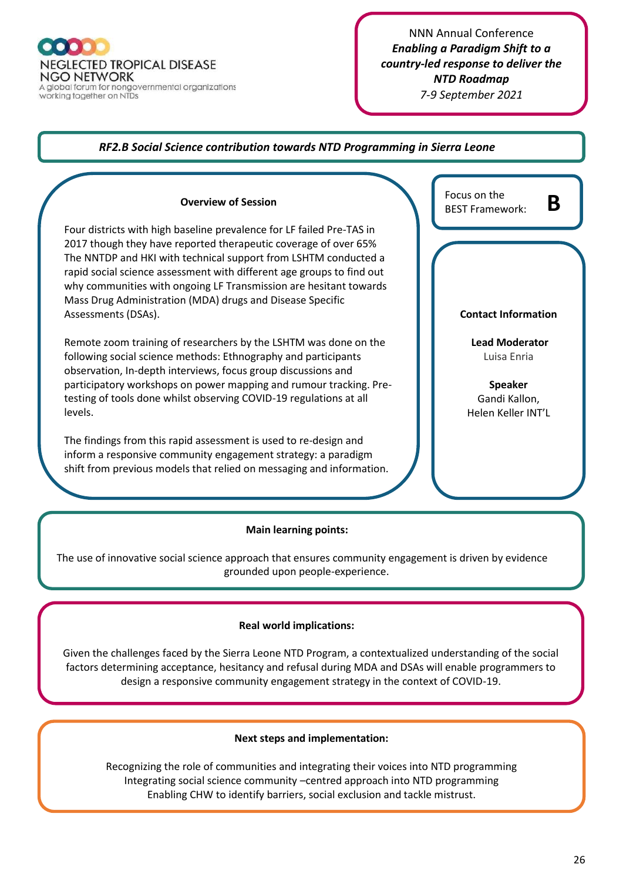NEGLECTED TROPICAL DISEASE NGO NETWORK
A global forum for nongovernmental organizations working together on NTDs

NNN Annual Conference
***Enabling a Paradigm Shift to a country-led response to deliver the NTD Roadmap***
*7-9 September 2021*

## *RF2.B Social Science contribution towards NTD Programming in Sierra Leone*

**Overview of Session**

Four districts with high baseline prevalence for LF failed Pre-TAS in 2017 though they have reported therapeutic coverage of over 65% The NNTDP and HKI with technical support from LSHTM conducted a rapid social science assessment with different age groups to find out why communities with ongoing LF Transmission are hesitant towards Mass Drug Administration (MDA) drugs and Disease Specific Assessments (DSAs).

Remote zoom training of researchers by the LSHTM was done on the following social science methods: Ethnography and participants observation, In-depth interviews, focus group discussions and participatory workshops on power mapping and rumour tracking. Pre-testing of tools done whilst observing COVID-19 regulations at all levels.

The findings from this rapid assessment is used to re-design and inform a responsive community engagement strategy: a paradigm shift from previous models that relied on messaging and information.

Focus on the BEST Framework: **B**

**Contact Information**

**Lead Moderator**
Luisa Enria

**Speaker**
Gandi Kallon,
Helen Keller INT'L

**Main learning points:**

The use of innovative social science approach that ensures community engagement is driven by evidence grounded upon people-experience.

**Real world implications:**

Given the challenges faced by the Sierra Leone NTD Program, a contextualized understanding of the social factors determining acceptance, hesitancy and refusal during MDA and DSAs will enable programmers to design a responsive community engagement strategy in the context of COVID-19.

**Next steps and implementation:**

Recognizing the role of communities and integrating their voices into NTD programming
Integrating social science community –centred approach into NTD programming
Enabling CHW to identify barriers, social exclusion and tackle mistrust.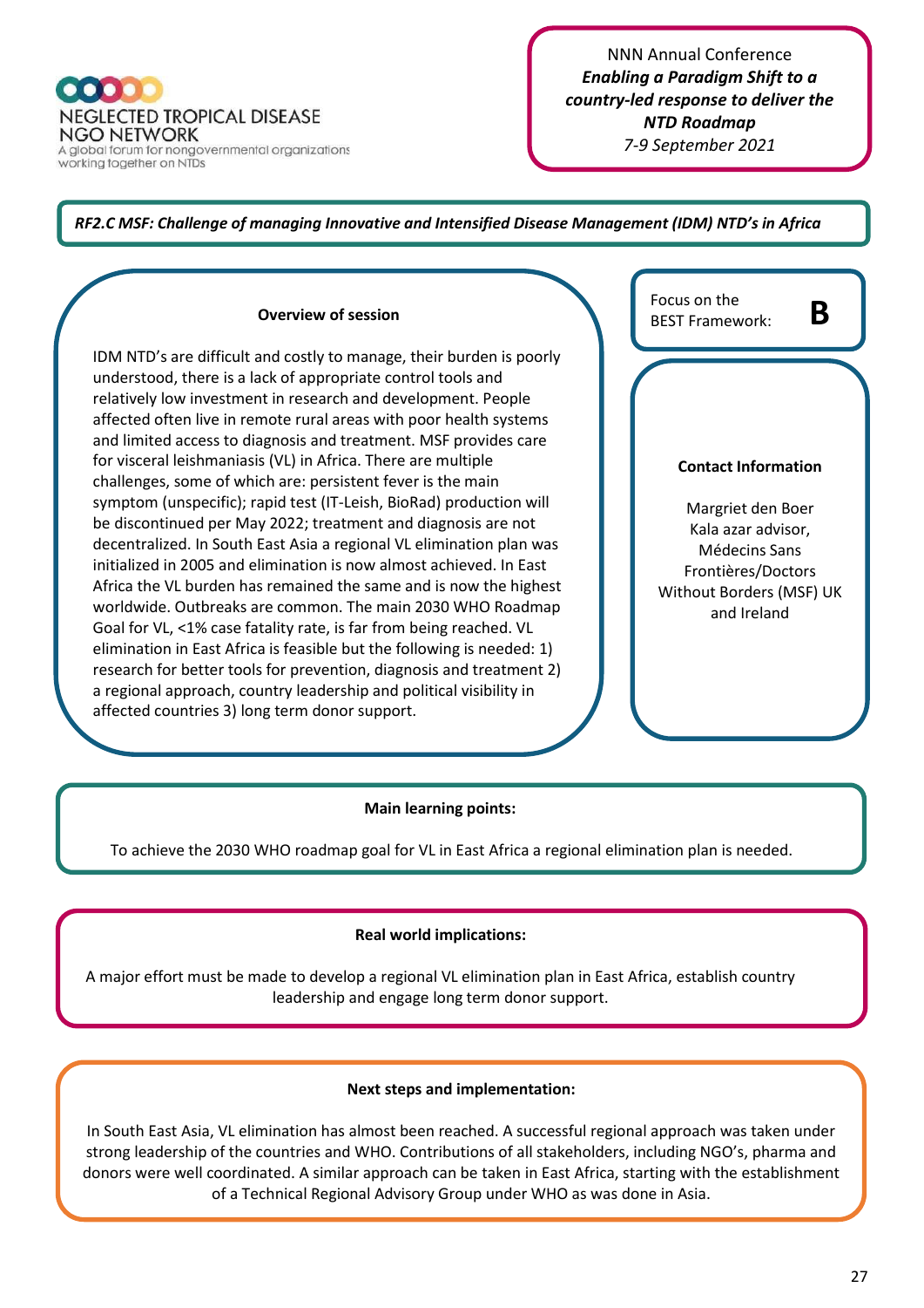NEGLECTED TROPICAL DISEASE NGO NETWORK

A global forum for nongovernmental organizations working together on NTDs

NNN Annual Conference
***Enabling a Paradigm Shift to a country-led response to deliver the NTD Roadmap***
*7-9 September 2021*

**_RF2.C MSF: Challenge of managing Innovative and Intensified Disease Management (IDM) NTD's in Africa_**

**Overview of session**

IDM NTD's are difficult and costly to manage, their burden is poorly understood, there is a lack of appropriate control tools and relatively low investment in research and development. People affected often live in remote rural areas with poor health systems and limited access to diagnosis and treatment. MSF provides care for visceral leishmaniasis (VL) in Africa. There are multiple challenges, some of which are: persistent fever is the main symptom (unspecific); rapid test (IT-Leish, BioRad) production will be discontinued per May 2022; treatment and diagnosis are not decentralized. In South East Asia a regional VL elimination plan was initialized in 2005 and elimination is now almost achieved. In East Africa the VL burden has remained the same and is now the highest worldwide. Outbreaks are common. The main 2030 WHO Roadmap Goal for VL, <1% case fatality rate, is far from being reached. VL elimination in East Africa is feasible but the following is needed: 1) research for better tools for prevention, diagnosis and treatment 2) a regional approach, country leadership and political visibility in affected countries 3) long term donor support.

Focus on the BEST Framework: **B**

**Contact Information**

Margriet den Boer
Kala azar advisor,
Médecins Sans Frontières/Doctors Without Borders (MSF) UK and Ireland

**Main learning points:**

To achieve the 2030 WHO roadmap goal for VL in East Africa a regional elimination plan is needed.

**Real world implications:**

A major effort must be made to develop a regional VL elimination plan in East Africa, establish country leadership and engage long term donor support.

**Next steps and implementation:**

In South East Asia, VL elimination has almost been reached. A successful regional approach was taken under strong leadership of the countries and WHO. Contributions of all stakeholders, including NGO's, pharma and donors were well coordinated. A similar approach can be taken in East Africa, starting with the establishment of a Technical Regional Advisory Group under WHO as was done in Asia.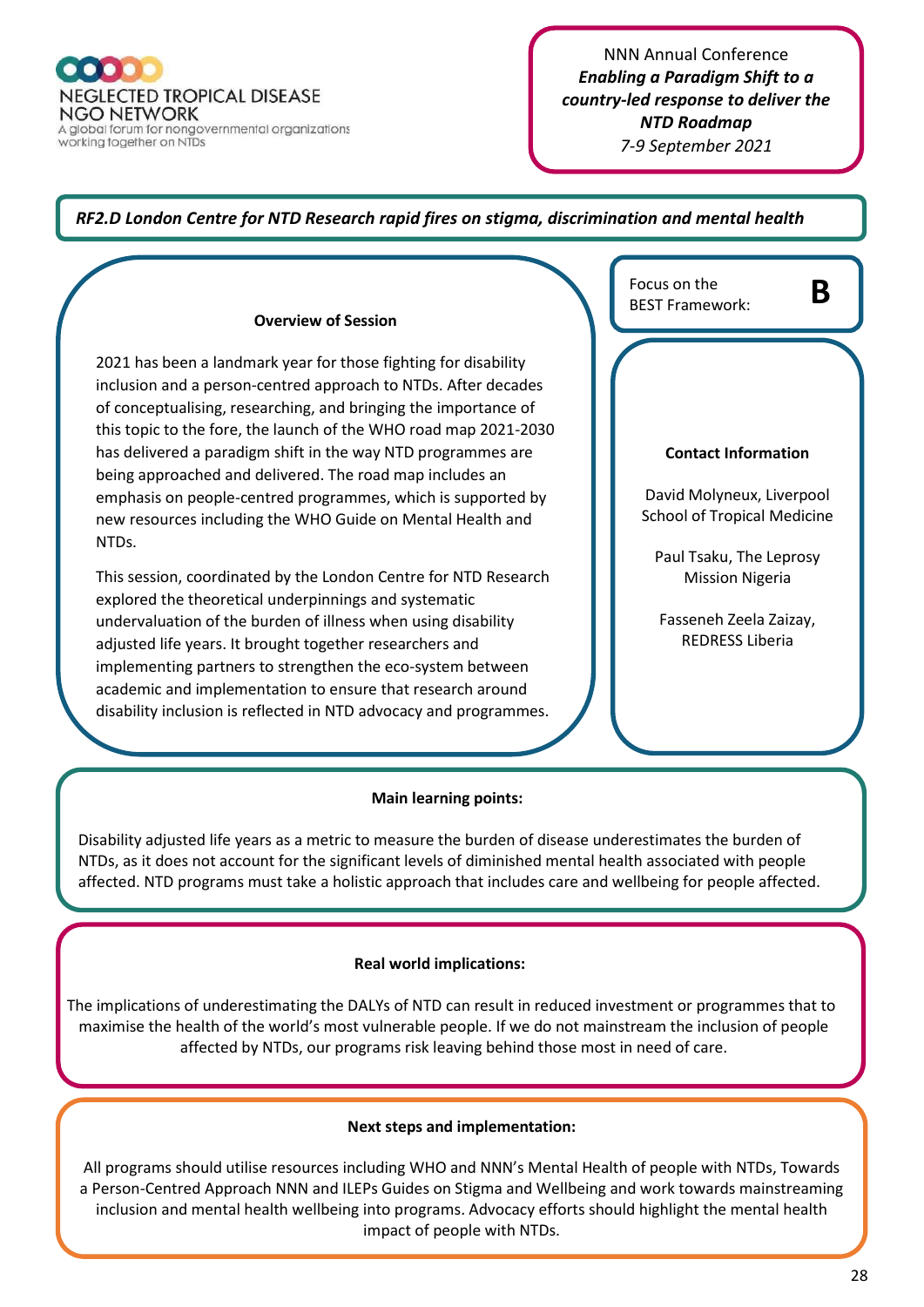## RF2.D London Centre for NTD Research rapid fires on stigma, discrimination and mental health

Focus on the BEST Framework: **B**

### Overview of Session

2021 has been a landmark year for those fighting for disability inclusion and a person-centred approach to NTDs. After decades of conceptualising, researching, and bringing the importance of this topic to the fore, the launch of the WHO road map 2021-2030 has delivered a paradigm shift in the way NTD programmes are being approached and delivered. The road map includes an emphasis on people-centred programmes, which is supported by new resources including the WHO Guide on Mental Health and NTDs.

This session, coordinated by the London Centre for NTD Research explored the theoretical underpinnings and systematic undervaluation of the burden of illness when using disability adjusted life years. It brought together researchers and implementing partners to strengthen the eco-system between academic and implementation to ensure that research around disability inclusion is reflected in NTD advocacy and programmes.

### Contact Information

David Molyneux, Liverpool School of Tropical Medicine

Paul Tsaku, The Leprosy Mission Nigeria

Fasseneh Zeela Zaizay, REDRESS Liberia

### Main learning points:

Disability adjusted life years as a metric to measure the burden of disease underestimates the burden of NTDs, as it does not account for the significant levels of diminished mental health associated with people affected. NTD programs must take a holistic approach that includes care and wellbeing for people affected.

### Real world implications:

The implications of underestimating the DALYs of NTD can result in reduced investment or programmes that to maximise the health of the world's most vulnerable people. If we do not mainstream the inclusion of people affected by NTDs, our programs risk leaving behind those most in need of care.

### Next steps and implementation:

All programs should utilise resources including WHO and NNN's Mental Health of people with NTDs, Towards a Person-Centred Approach NNN and ILEPs Guides on Stigma and Wellbeing and work towards mainstreaming inclusion and mental health wellbeing into programs. Advocacy efforts should highlight the mental health impact of people with NTDs.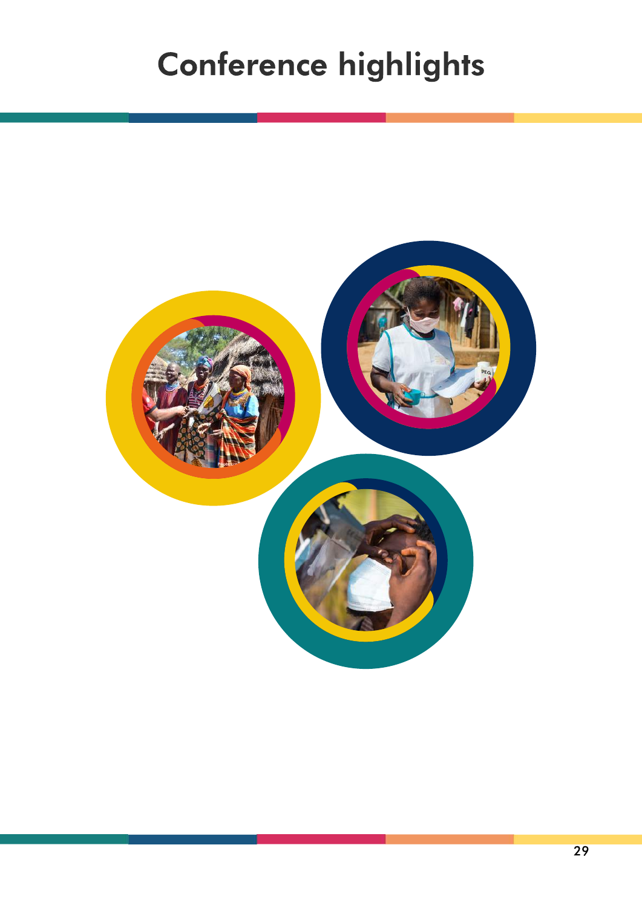# Conference highlights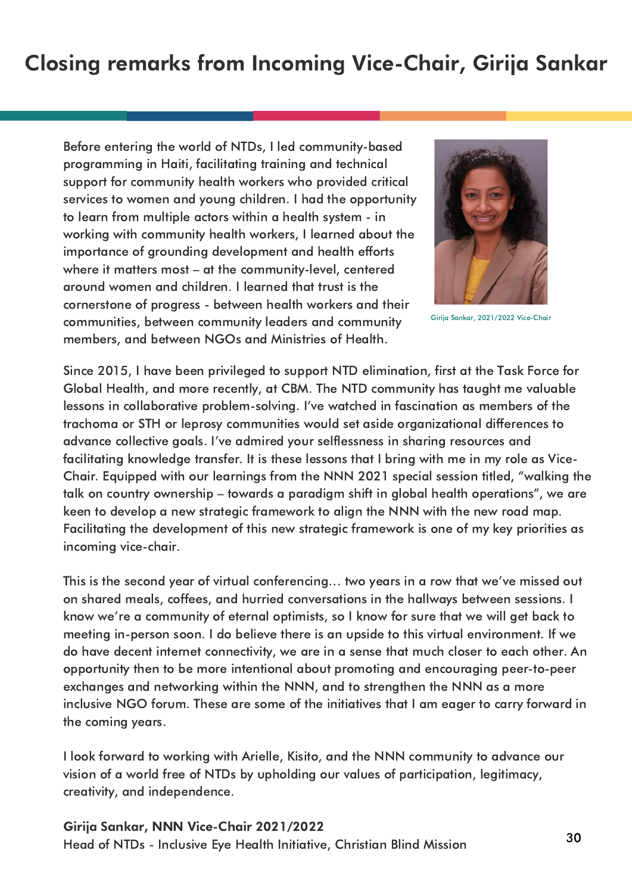# Closing remarks from Incoming Vice-Chair, Girija Sankar

Before entering the world of NTDs, I led community-based programming in Haiti, facilitating training and technical support for community health workers who provided critical services to women and young children. I had the opportunity to learn from multiple actors within a health system - in working with community health workers, I learned about the importance of grounding development and health efforts where it matters most – at the community-level, centered around women and children. I learned that trust is the cornerstone of progress - between health workers and their communities, between community leaders and community members, and between NGOs and Ministries of Health.

Girija Sankar, 2021/2022 Vice-Chair

Since 2015, I have been privileged to support NTD elimination, first at the Task Force for Global Health, and more recently, at CBM. The NTD community has taught me valuable lessons in collaborative problem-solving. I've watched in fascination as members of the trachoma or STH or leprosy communities would set aside organizational differences to advance collective goals. I've admired your selflessness in sharing resources and facilitating knowledge transfer. It is these lessons that I bring with me in my role as Vice-Chair. Equipped with our learnings from the NNN 2021 special session titled, "walking the talk on country ownership – towards a paradigm shift in global health operations", we are keen to develop a new strategic framework to align the NNN with the new road map. Facilitating the development of this new strategic framework is one of my key priorities as incoming vice-chair.

This is the second year of virtual conferencing… two years in a row that we've missed out on shared meals, coffees, and hurried conversations in the hallways between sessions. I know we're a community of eternal optimists, so I know for sure that we will get back to meeting in-person soon. I do believe there is an upside to this virtual environment. If we do have decent internet connectivity, we are in a sense that much closer to each other. An opportunity then to be more intentional about promoting and encouraging peer-to-peer exchanges and networking within the NNN, and to strengthen the NNN as a more inclusive NGO forum. These are some of the initiatives that I am eager to carry forward in the coming years.

I look forward to working with Arielle, Kisito, and the NNN community to advance our vision of a world free of NTDs by upholding our values of participation, legitimacy, creativity, and independence.

**Girija Sankar, NNN Vice-Chair 2021/2022**
Head of NTDs - Inclusive Eye Health Initiative, Christian Blind Mission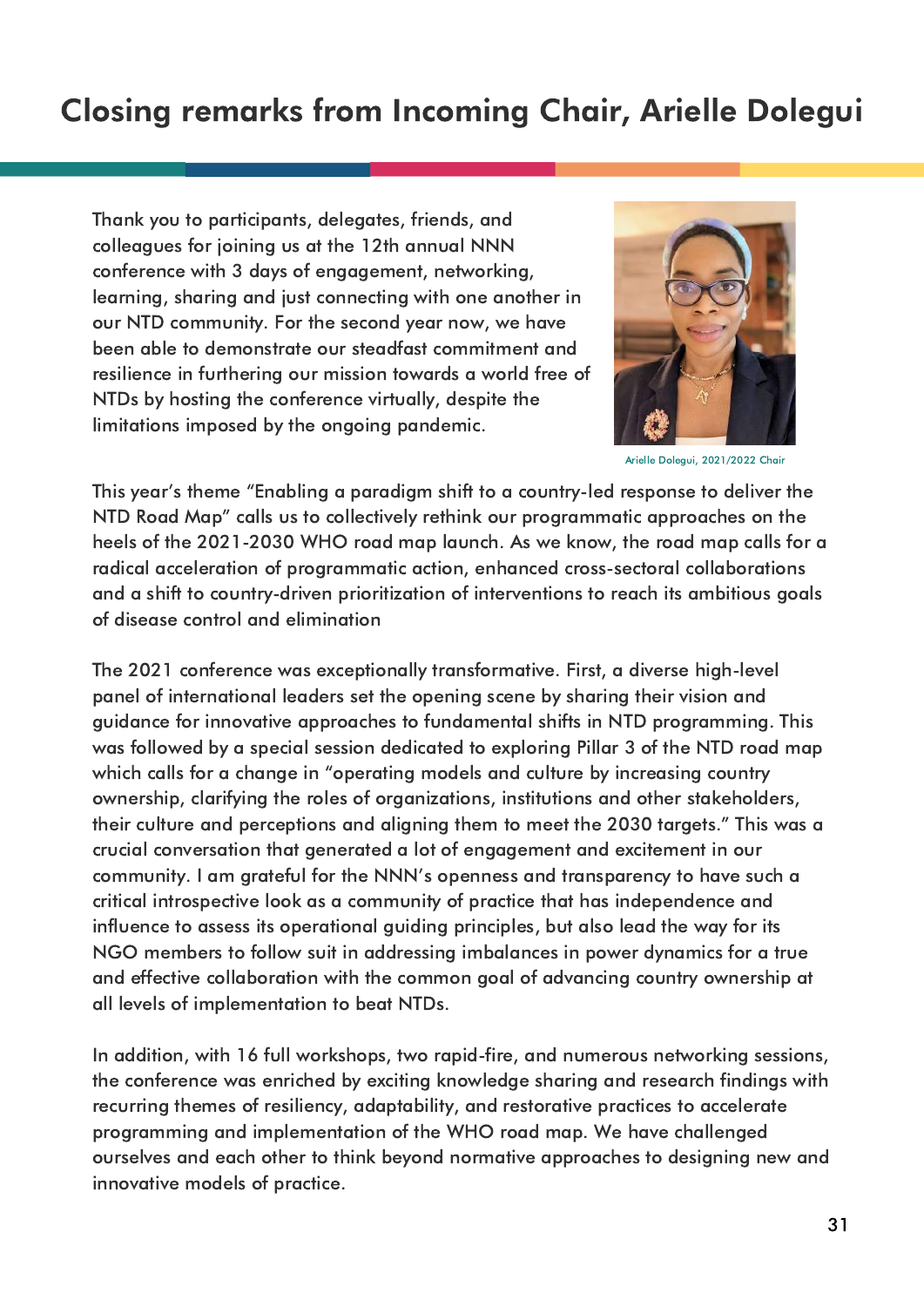# Closing remarks from Incoming Chair, Arielle Dolegui

Thank you to participants, delegates, friends, and colleagues for joining us at the 12th annual NNN conference with 3 days of engagement, networking, learning, sharing and just connecting with one another in our NTD community. For the second year now, we have been able to demonstrate our steadfast commitment and resilience in furthering our mission towards a world free of NTDs by hosting the conference virtually, despite the limitations imposed by the ongoing pandemic.

Arielle Dolegui, 2021/2022 Chair

This year's theme "Enabling a paradigm shift to a country-led response to deliver the NTD Road Map" calls us to collectively rethink our programmatic approaches on the heels of the 2021-2030 WHO road map launch. As we know, the road map calls for a radical acceleration of programmatic action, enhanced cross-sectoral collaborations and a shift to country-driven prioritization of interventions to reach its ambitious goals of disease control and elimination

The 2021 conference was exceptionally transformative. First, a diverse high-level panel of international leaders set the opening scene by sharing their vision and guidance for innovative approaches to fundamental shifts in NTD programming. This was followed by a special session dedicated to exploring Pillar 3 of the NTD road map which calls for a change in "operating models and culture by increasing country ownership, clarifying the roles of organizations, institutions and other stakeholders, their culture and perceptions and aligning them to meet the 2030 targets." This was a crucial conversation that generated a lot of engagement and excitement in our community. I am grateful for the NNN's openness and transparency to have such a critical introspective look as a community of practice that has independence and influence to assess its operational guiding principles, but also lead the way for its NGO members to follow suit in addressing imbalances in power dynamics for a true and effective collaboration with the common goal of advancing country ownership at all levels of implementation to beat NTDs.

In addition, with 16 full workshops, two rapid-fire, and numerous networking sessions, the conference was enriched by exciting knowledge sharing and research findings with recurring themes of resiliency, adaptability, and restorative practices to accelerate programming and implementation of the WHO road map. We have challenged ourselves and each other to think beyond normative approaches to designing new and innovative models of practice.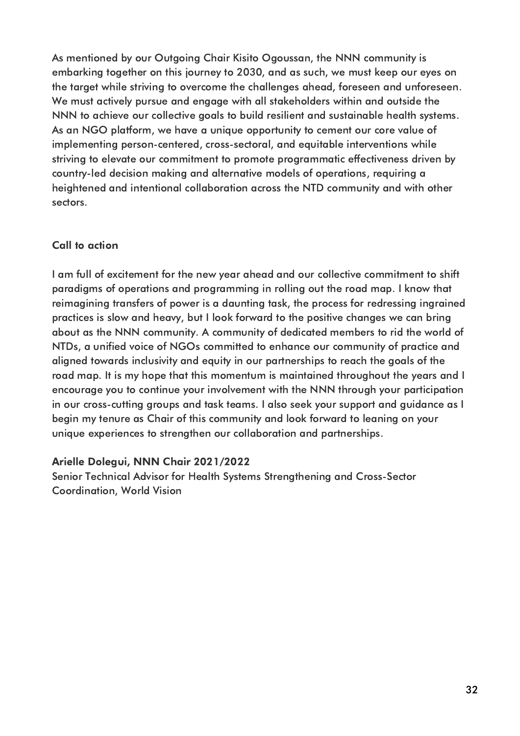As mentioned by our Outgoing Chair Kisito Ogoussan, the NNN community is embarking together on this journey to 2030, and as such, we must keep our eyes on the target while striving to overcome the challenges ahead, foreseen and unforeseen. We must actively pursue and engage with all stakeholders within and outside the NNN to achieve our collective goals to build resilient and sustainable health systems. As an NGO platform, we have a unique opportunity to cement our core value of implementing person-centered, cross-sectoral, and equitable interventions while striving to elevate our commitment to promote programmatic effectiveness driven by country-led decision making and alternative models of operations, requiring a heightened and intentional collaboration across the NTD community and with other sectors.

## Call to action

I am full of excitement for the new year ahead and our collective commitment to shift paradigms of operations and programming in rolling out the road map. I know that reimagining transfers of power is a daunting task, the process for redressing ingrained practices is slow and heavy, but I look forward to the positive changes we can bring about as the NNN community. A community of dedicated members to rid the world of NTDs, a unified voice of NGOs committed to enhance our community of practice and aligned towards inclusivity and equity in our partnerships to reach the goals of the road map. It is my hope that this momentum is maintained throughout the years and I encourage you to continue your involvement with the NNN through your participation in our cross-cutting groups and task teams. I also seek your support and guidance as I begin my tenure as Chair of this community and look forward to leaning on your unique experiences to strengthen our collaboration and partnerships.

**Arielle Dolegui, NNN Chair 2021/2022**
Senior Technical Advisor for Health Systems Strengthening and Cross-Sector Coordination, World Vision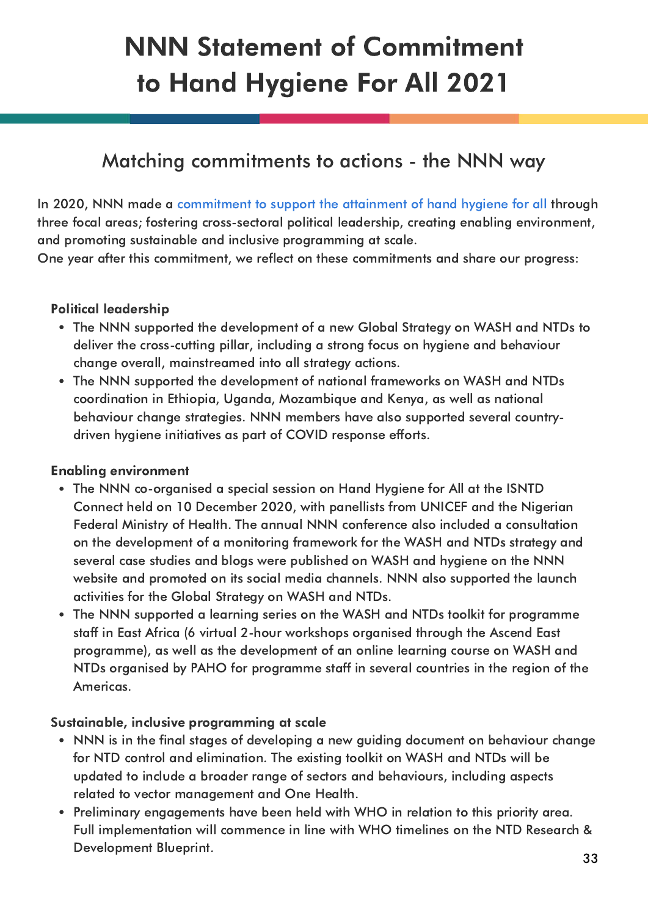# NNN Statement of Commitment to Hand Hygiene For All 2021

## Matching commitments to actions - the NNN way

In 2020, NNN made a commitment to support the attainment of hand hygiene for all through three focal areas; fostering cross-sectoral political leadership, creating enabling environment, and promoting sustainable and inclusive programming at scale.
One year after this commitment, we reflect on these commitments and share our progress:

**Political leadership**

- The NNN supported the development of a new Global Strategy on WASH and NTDs to deliver the cross-cutting pillar, including a strong focus on hygiene and behaviour change overall, mainstreamed into all strategy actions.
- The NNN supported the development of national frameworks on WASH and NTDs coordination in Ethiopia, Uganda, Mozambique and Kenya, as well as national behaviour change strategies. NNN members have also supported several country-driven hygiene initiatives as part of COVID response efforts.

**Enabling environment**

- The NNN co-organised a special session on Hand Hygiene for All at the ISNTD Connect held on 10 December 2020, with panellists from UNICEF and the Nigerian Federal Ministry of Health. The annual NNN conference also included a consultation on the development of a monitoring framework for the WASH and NTDs strategy and several case studies and blogs were published on WASH and hygiene on the NNN website and promoted on its social media channels. NNN also supported the launch activities for the Global Strategy on WASH and NTDs.
- The NNN supported a learning series on the WASH and NTDs toolkit for programme staff in East Africa (6 virtual 2-hour workshops organised through the Ascend East programme), as well as the development of an online learning course on WASH and NTDs organised by PAHO for programme staff in several countries in the region of the Americas.

**Sustainable, inclusive programming at scale**

- NNN is in the final stages of developing a new guiding document on behaviour change for NTD control and elimination. The existing toolkit on WASH and NTDs will be updated to include a broader range of sectors and behaviours, including aspects related to vector management and One Health.
- Preliminary engagements have been held with WHO in relation to this priority area. Full implementation will commence in line with WHO timelines on the NTD Research & Development Blueprint.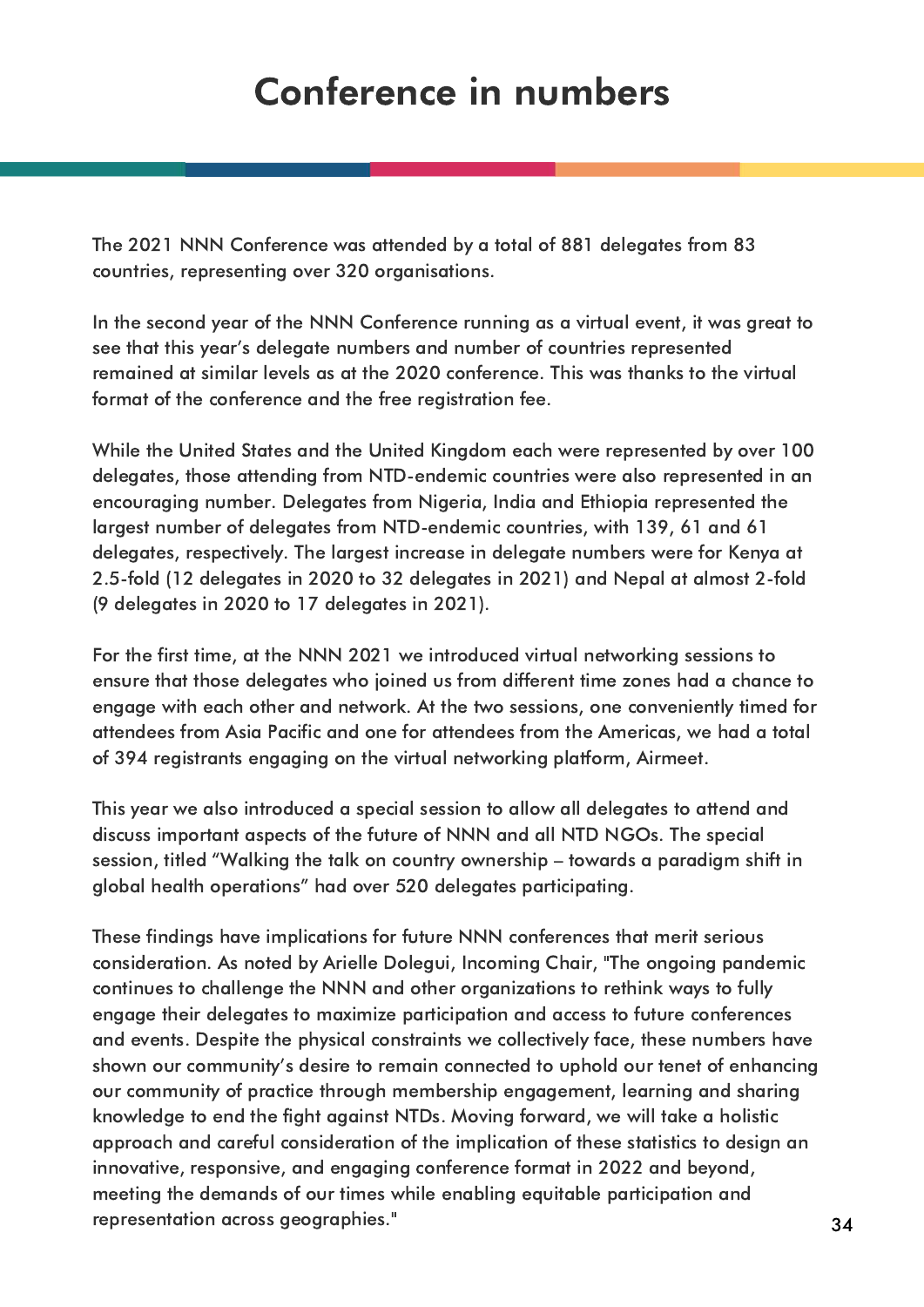# Conference in numbers

The 2021 NNN Conference was attended by a total of 881 delegates from 83 countries, representing over 320 organisations.

In the second year of the NNN Conference running as a virtual event, it was great to see that this year's delegate numbers and number of countries represented remained at similar levels as at the 2020 conference. This was thanks to the virtual format of the conference and the free registration fee.

While the United States and the United Kingdom each were represented by over 100 delegates, those attending from NTD-endemic countries were also represented in an encouraging number. Delegates from Nigeria, India and Ethiopia represented the largest number of delegates from NTD-endemic countries, with 139, 61 and 61 delegates, respectively. The largest increase in delegate numbers were for Kenya at 2.5-fold (12 delegates in 2020 to 32 delegates in 2021) and Nepal at almost 2-fold (9 delegates in 2020 to 17 delegates in 2021).

For the first time, at the NNN 2021 we introduced virtual networking sessions to ensure that those delegates who joined us from different time zones had a chance to engage with each other and network. At the two sessions, one conveniently timed for attendees from Asia Pacific and one for attendees from the Americas, we had a total of 394 registrants engaging on the virtual networking platform, Airmeet.

This year we also introduced a special session to allow all delegates to attend and discuss important aspects of the future of NNN and all NTD NGOs. The special session, titled "Walking the talk on country ownership – towards a paradigm shift in global health operations" had over 520 delegates participating.

These findings have implications for future NNN conferences that merit serious consideration. As noted by Arielle Dolegui, Incoming Chair, "The ongoing pandemic continues to challenge the NNN and other organizations to rethink ways to fully engage their delegates to maximize participation and access to future conferences and events. Despite the physical constraints we collectively face, these numbers have shown our community's desire to remain connected to uphold our tenet of enhancing our community of practice through membership engagement, learning and sharing knowledge to end the fight against NTDs. Moving forward, we will take a holistic approach and careful consideration of the implication of these statistics to design an innovative, responsive, and engaging conference format in 2022 and beyond, meeting the demands of our times while enabling equitable participation and representation across geographies."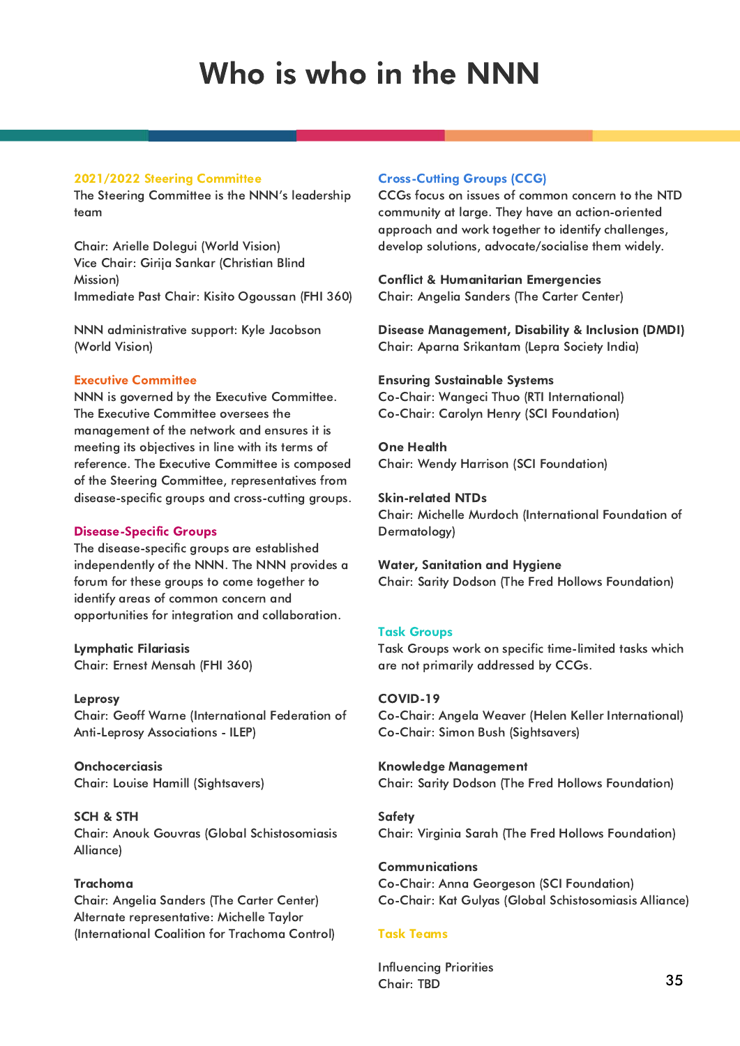# Who is who in the NNN

## 2021/2022 Steering Committee

The Steering Committee is the NNN's leadership team

Chair: Arielle Dolegui (World Vision)
Vice Chair: Girija Sankar (Christian Blind Mission)
Immediate Past Chair: Kisito Ogoussan (FHI 360)

NNN administrative support: Kyle Jacobson (World Vision)

## Executive Committee

NNN is governed by the Executive Committee. The Executive Committee oversees the management of the network and ensures it is meeting its objectives in line with its terms of reference. The Executive Committee is composed of the Steering Committee, representatives from disease-specific groups and cross-cutting groups.

## Disease-Specific Groups

The disease-specific groups are established independently of the NNN. The NNN provides a forum for these groups to come together to identify areas of common concern and opportunities for integration and collaboration.

**Lymphatic Filariasis**
Chair: Ernest Mensah (FHI 360)

**Leprosy**
Chair: Geoff Warne (International Federation of Anti-Leprosy Associations - ILEP)

**Onchocerciasis**
Chair: Louise Hamill (Sightsavers)

**SCH & STH**
Chair: Anouk Gouvras (Global Schistosomiasis Alliance)

**Trachoma**
Chair: Angelia Sanders (The Carter Center)
Alternate representative: Michelle Taylor (International Coalition for Trachoma Control)

## Cross-Cutting Groups (CCG)

CCGs focus on issues of common concern to the NTD community at large. They have an action-oriented approach and work together to identify challenges, develop solutions, advocate/socialise them widely.

**Conflict & Humanitarian Emergencies**
Chair: Angelia Sanders (The Carter Center)

**Disease Management, Disability & Inclusion (DMDI)**
Chair: Aparna Srikantam (Lepra Society India)

**Ensuring Sustainable Systems**
Co-Chair: Wangeci Thuo (RTI International)
Co-Chair: Carolyn Henry (SCI Foundation)

**One Health**
Chair: Wendy Harrison (SCI Foundation)

**Skin-related NTDs**
Chair: Michelle Murdoch (International Foundation of Dermatology)

**Water, Sanitation and Hygiene**
Chair: Sarity Dodson (The Fred Hollows Foundation)

## Task Groups

Task Groups work on specific time-limited tasks which are not primarily addressed by CCGs.

**COVID-19**
Co-Chair: Angela Weaver (Helen Keller International)
Co-Chair: Simon Bush (Sightsavers)

**Knowledge Management**
Chair: Sarity Dodson (The Fred Hollows Foundation)

**Safety**
Chair: Virginia Sarah (The Fred Hollows Foundation)

**Communications**
Co-Chair: Anna Georgeson (SCI Foundation)
Co-Chair: Kat Gulyas (Global Schistosomiasis Alliance)

## Task Teams

Influencing Priorities
Chair: TBD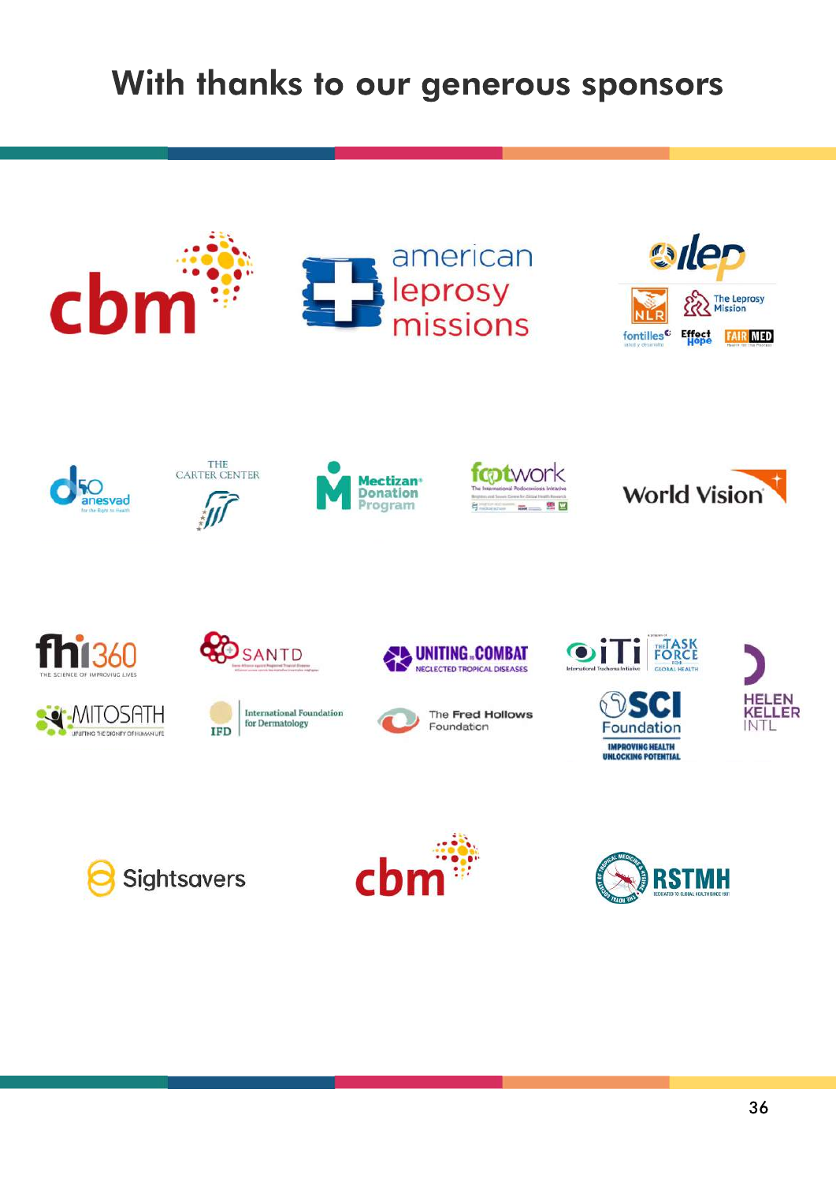# With thanks to our generous sponsors

cbm

american leprosy missions

ilep

NLR

The Leprosy Mission

fontilles

Effect Hope

FAIR MED

anesvad

THE CARTER CENTER

Mectizan Donation Program

footwork

World Vision

fhi360

THE SCIENCE OF IMPROVING LIVES

SANTD

UNITING to COMBAT NEGLECTED TROPICAL DISEASES

iTi

International Trachoma Initiative

THE TASK FORCE FOR GLOBAL HEALTH

HELEN KELLER INTL

MITOSATH

UPLIFTING THE DIGNITY OF HUMAN LIFE

IFD International Foundation for Dermatology

The Fred Hollows Foundation

SCI Foundation

IMPROVING HEALTH UNLOCKING POTENTIAL

Sightsavers

cbm

RSTMH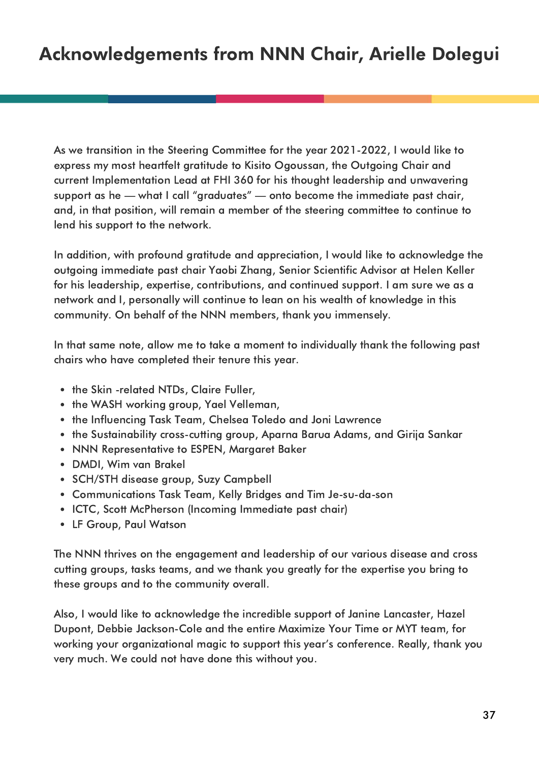# Acknowledgements from NNN Chair, Arielle Dolegui

As we transition in the Steering Committee for the year 2021-2022, I would like to express my most heartfelt gratitude to Kisito Ogoussan, the Outgoing Chair and current Implementation Lead at FHI 360 for his thought leadership and unwavering support as he — what I call "graduates" — onto become the immediate past chair, and, in that position, will remain a member of the steering committee to continue to lend his support to the network.

In addition, with profound gratitude and appreciation, I would like to acknowledge the outgoing immediate past chair Yaobi Zhang, Senior Scientific Advisor at Helen Keller for his leadership, expertise, contributions, and continued support. I am sure we as a network and I, personally will continue to lean on his wealth of knowledge in this community. On behalf of the NNN members, thank you immensely.

In that same note, allow me to take a moment to individually thank the following past chairs who have completed their tenure this year.

- the Skin -related NTDs, Claire Fuller,
- the WASH working group, Yael Velleman,
- the Influencing Task Team, Chelsea Toledo and Joni Lawrence
- the Sustainability cross-cutting group, Aparna Barua Adams, and Girija Sankar
- NNN Representative to ESPEN, Margaret Baker
- DMDI, Wim van Brakel
- SCH/STH disease group, Suzy Campbell
- Communications Task Team, Kelly Bridges and Tim Je-su-da-son
- ICTC, Scott McPherson (Incoming Immediate past chair)
- LF Group, Paul Watson

The NNN thrives on the engagement and leadership of our various disease and cross cutting groups, tasks teams, and we thank you greatly for the expertise you bring to these groups and to the community overall.

Also, I would like to acknowledge the incredible support of Janine Lancaster, Hazel Dupont, Debbie Jackson-Cole and the entire Maximize Your Time or MYT team, for working your organizational magic to support this year's conference. Really, thank you very much. We could not have done this without you.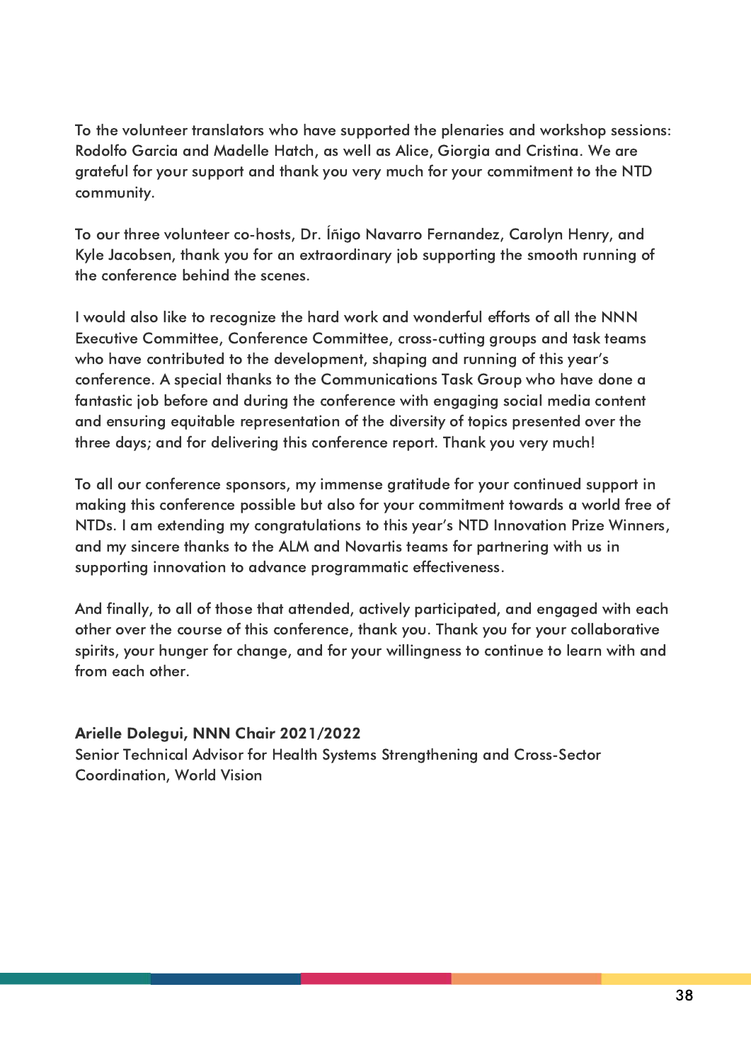To the volunteer translators who have supported the plenaries and workshop sessions: Rodolfo Garcia and Madelle Hatch, as well as Alice, Giorgia and Cristina. We are grateful for your support and thank you very much for your commitment to the NTD community.

To our three volunteer co-hosts, Dr. Íñigo Navarro Fernandez, Carolyn Henry, and Kyle Jacobsen, thank you for an extraordinary job supporting the smooth running of the conference behind the scenes.

I would also like to recognize the hard work and wonderful efforts of all the NNN Executive Committee, Conference Committee, cross-cutting groups and task teams who have contributed to the development, shaping and running of this year's conference. A special thanks to the Communications Task Group who have done a fantastic job before and during the conference with engaging social media content and ensuring equitable representation of the diversity of topics presented over the three days; and for delivering this conference report. Thank you very much!

To all our conference sponsors, my immense gratitude for your continued support in making this conference possible but also for your commitment towards a world free of NTDs. I am extending my congratulations to this year's NTD Innovation Prize Winners, and my sincere thanks to the ALM and Novartis teams for partnering with us in supporting innovation to advance programmatic effectiveness.

And finally, to all of those that attended, actively participated, and engaged with each other over the course of this conference, thank you. Thank you for your collaborative spirits, your hunger for change, and for your willingness to continue to learn with and from each other.

**Arielle Dolegui, NNN Chair 2021/2022**
Senior Technical Advisor for Health Systems Strengthening and Cross-Sector Coordination, World Vision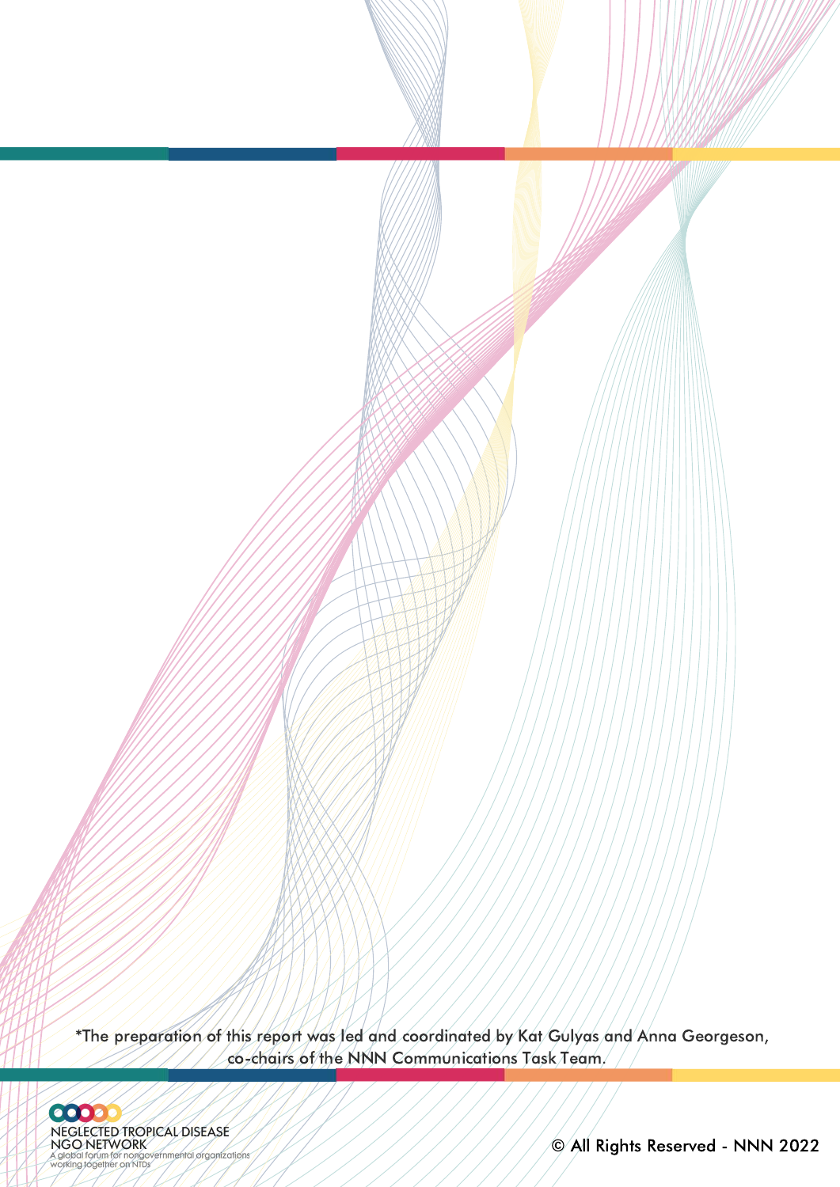*The preparation of this report was led and coordinated by Kat Gulyas and Anna Georgeson, co-chairs of the NNN Communications Task Team.

NEGLECTED TROPICAL DISEASE NGO NETWORK
A global forum for nongovernmental organizations working together on NTDs

© All Rights Reserved - NNN 2022